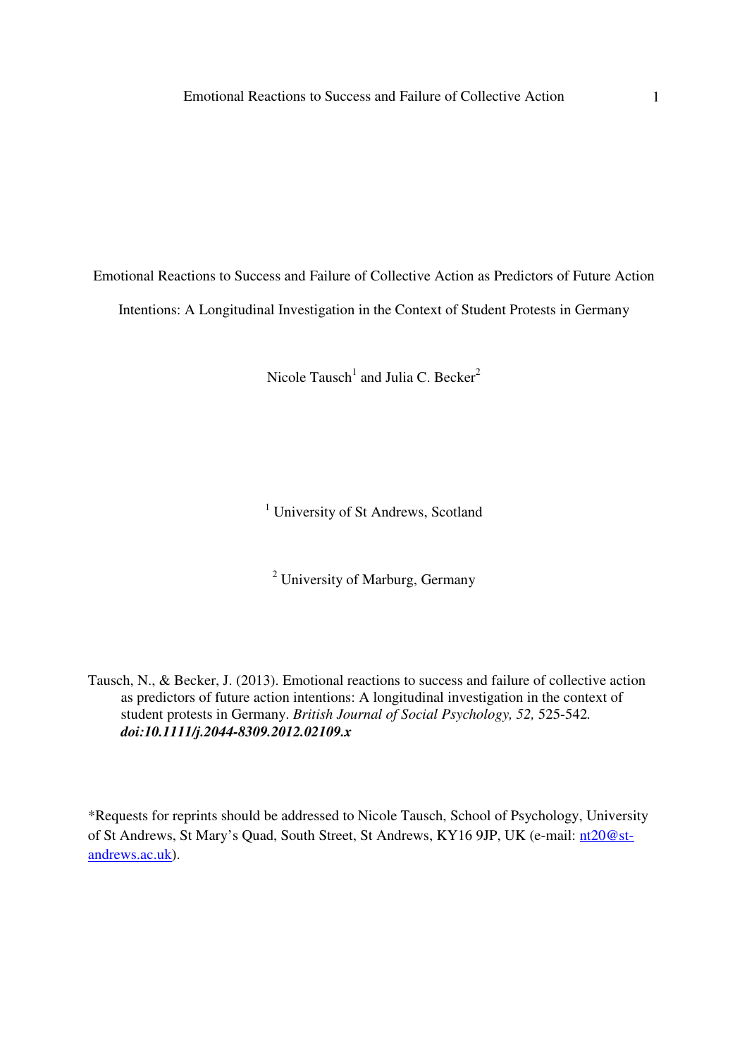# Emotional Reactions to Success and Failure of Collective Action as Predictors of Future Action Intentions: A Longitudinal Investigation in the Context of Student Protests in Germany

Nicole Tausch[1] and Julia C. Becker[2]

[1] University of St Andrews, Scotland

[2] University of Marburg, Germany

Tausch, N., & Becker, J. (2013). Emotional reactions to success and failure of collective action as predictors of future action intentions: A longitudinal investigation in the context of student protests in Germany. *British Journal of Social Psychology, 52,* 525-542. ***doi:10.1111/j.2044-8309.2012.02109.x***

*Requests for reprints should be addressed to Nicole Tausch, School of Psychology, University of St Andrews, St Mary's Quad, South Street, St Andrews, KY16 9JP, UK (e-mail: nt20@st-andrews.ac.uk).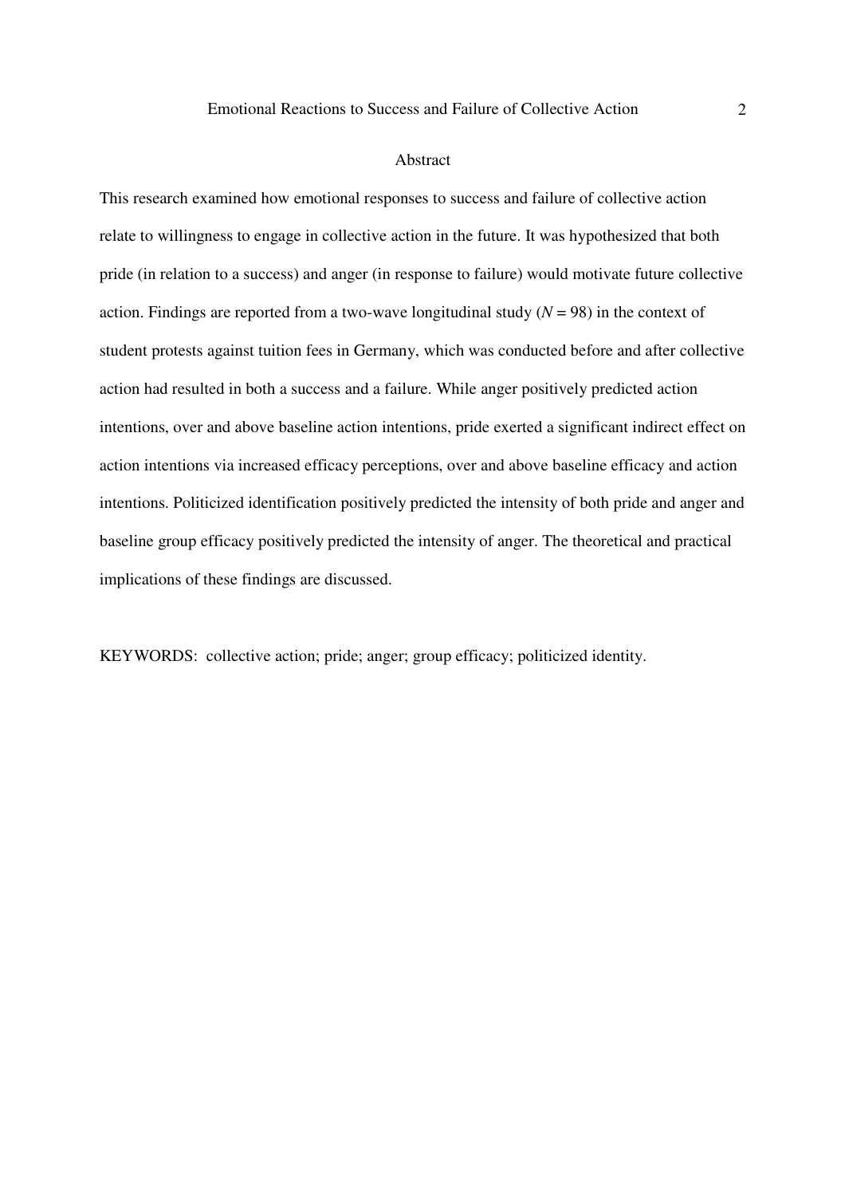## Abstract

This research examined how emotional responses to success and failure of collective action relate to willingness to engage in collective action in the future. It was hypothesized that both pride (in relation to a success) and anger (in response to failure) would motivate future collective action. Findings are reported from a two-wave longitudinal study ($N$ = 98) in the context of student protests against tuition fees in Germany, which was conducted before and after collective action had resulted in both a success and a failure. While anger positively predicted action intentions, over and above baseline action intentions, pride exerted a significant indirect effect on action intentions via increased efficacy perceptions, over and above baseline efficacy and action intentions. Politicized identification positively predicted the intensity of both pride and anger and baseline group efficacy positively predicted the intensity of anger. The theoretical and practical implications of these findings are discussed.

KEYWORDS: collective action; pride; anger; group efficacy; politicized identity.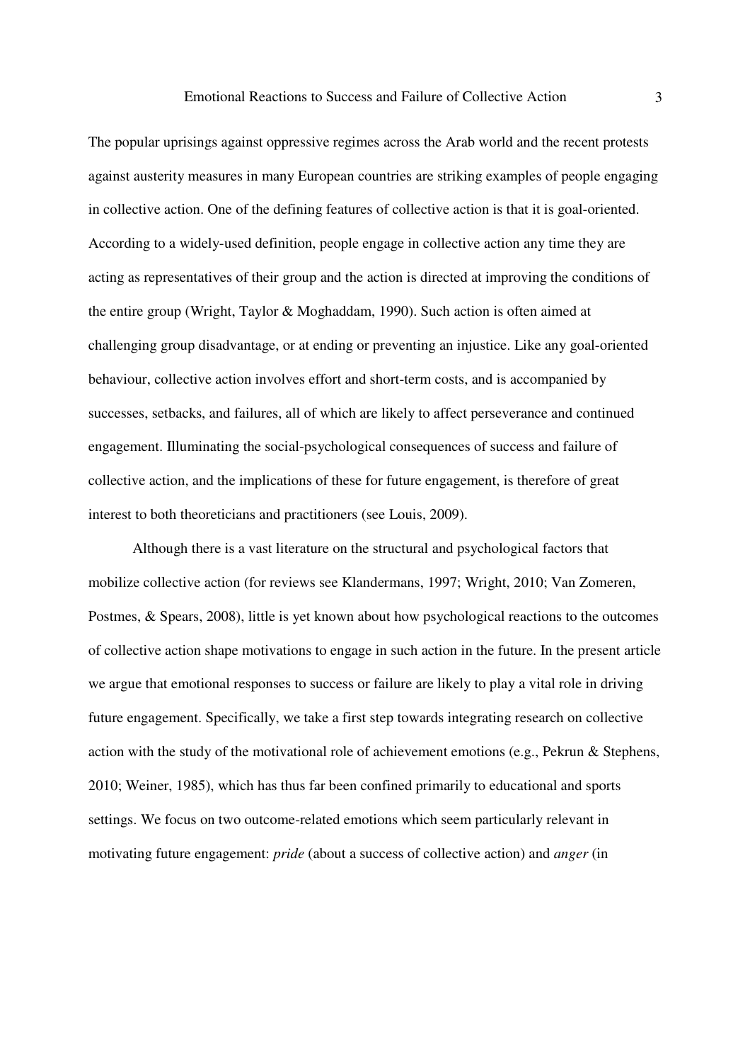The popular uprisings against oppressive regimes across the Arab world and the recent protests against austerity measures in many European countries are striking examples of people engaging in collective action. One of the defining features of collective action is that it is goal-oriented. According to a widely-used definition, people engage in collective action any time they are acting as representatives of their group and the action is directed at improving the conditions of the entire group (Wright, Taylor & Moghaddam, 1990). Such action is often aimed at challenging group disadvantage, or at ending or preventing an injustice. Like any goal-oriented behaviour, collective action involves effort and short-term costs, and is accompanied by successes, setbacks, and failures, all of which are likely to affect perseverance and continued engagement. Illuminating the social-psychological consequences of success and failure of collective action, and the implications of these for future engagement, is therefore of great interest to both theoreticians and practitioners (see Louis, 2009).

Although there is a vast literature on the structural and psychological factors that mobilize collective action (for reviews see Klandermans, 1997; Wright, 2010; Van Zomeren, Postmes, & Spears, 2008), little is yet known about how psychological reactions to the outcomes of collective action shape motivations to engage in such action in the future. In the present article we argue that emotional responses to success or failure are likely to play a vital role in driving future engagement. Specifically, we take a first step towards integrating research on collective action with the study of the motivational role of achievement emotions (e.g., Pekrun & Stephens, 2010; Weiner, 1985), which has thus far been confined primarily to educational and sports settings. We focus on two outcome-related emotions which seem particularly relevant in motivating future engagement: *pride* (about a success of collective action) and *anger* (in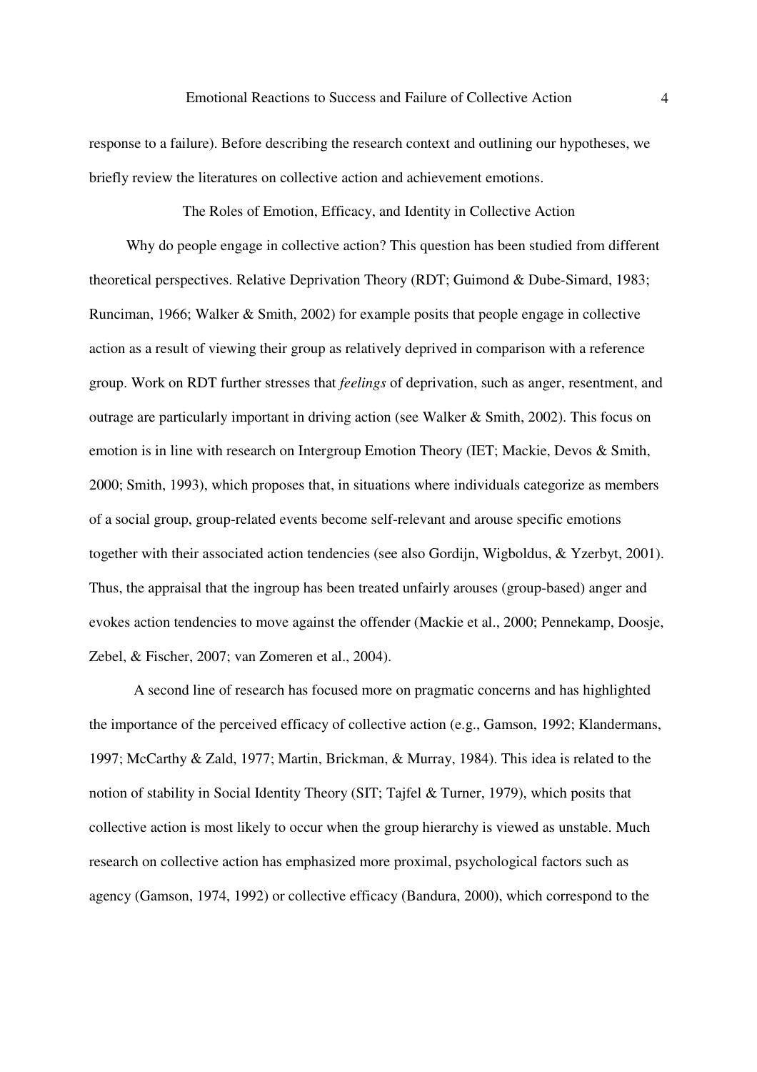response to a failure). Before describing the research context and outlining our hypotheses, we briefly review the literatures on collective action and achievement emotions.

## The Roles of Emotion, Efficacy, and Identity in Collective Action

Why do people engage in collective action? This question has been studied from different theoretical perspectives. Relative Deprivation Theory (RDT; Guimond & Dube-Simard, 1983; Runciman, 1966; Walker & Smith, 2002) for example posits that people engage in collective action as a result of viewing their group as relatively deprived in comparison with a reference group. Work on RDT further stresses that *feelings* of deprivation, such as anger, resentment, and outrage are particularly important in driving action (see Walker & Smith, 2002). This focus on emotion is in line with research on Intergroup Emotion Theory (IET; Mackie, Devos & Smith, 2000; Smith, 1993), which proposes that, in situations where individuals categorize as members of a social group, group-related events become self-relevant and arouse specific emotions together with their associated action tendencies (see also Gordijn, Wigboldus, & Yzerbyt, 2001). Thus, the appraisal that the ingroup has been treated unfairly arouses (group-based) anger and evokes action tendencies to move against the offender (Mackie et al., 2000; Pennekamp, Doosje, Zebel, & Fischer, 2007; van Zomeren et al., 2004).

A second line of research has focused more on pragmatic concerns and has highlighted the importance of the perceived efficacy of collective action (e.g., Gamson, 1992; Klandermans, 1997; McCarthy & Zald, 1977; Martin, Brickman, & Murray, 1984). This idea is related to the notion of stability in Social Identity Theory (SIT; Tajfel & Turner, 1979), which posits that collective action is most likely to occur when the group hierarchy is viewed as unstable. Much research on collective action has emphasized more proximal, psychological factors such as agency (Gamson, 1974, 1992) or collective efficacy (Bandura, 2000), which correspond to the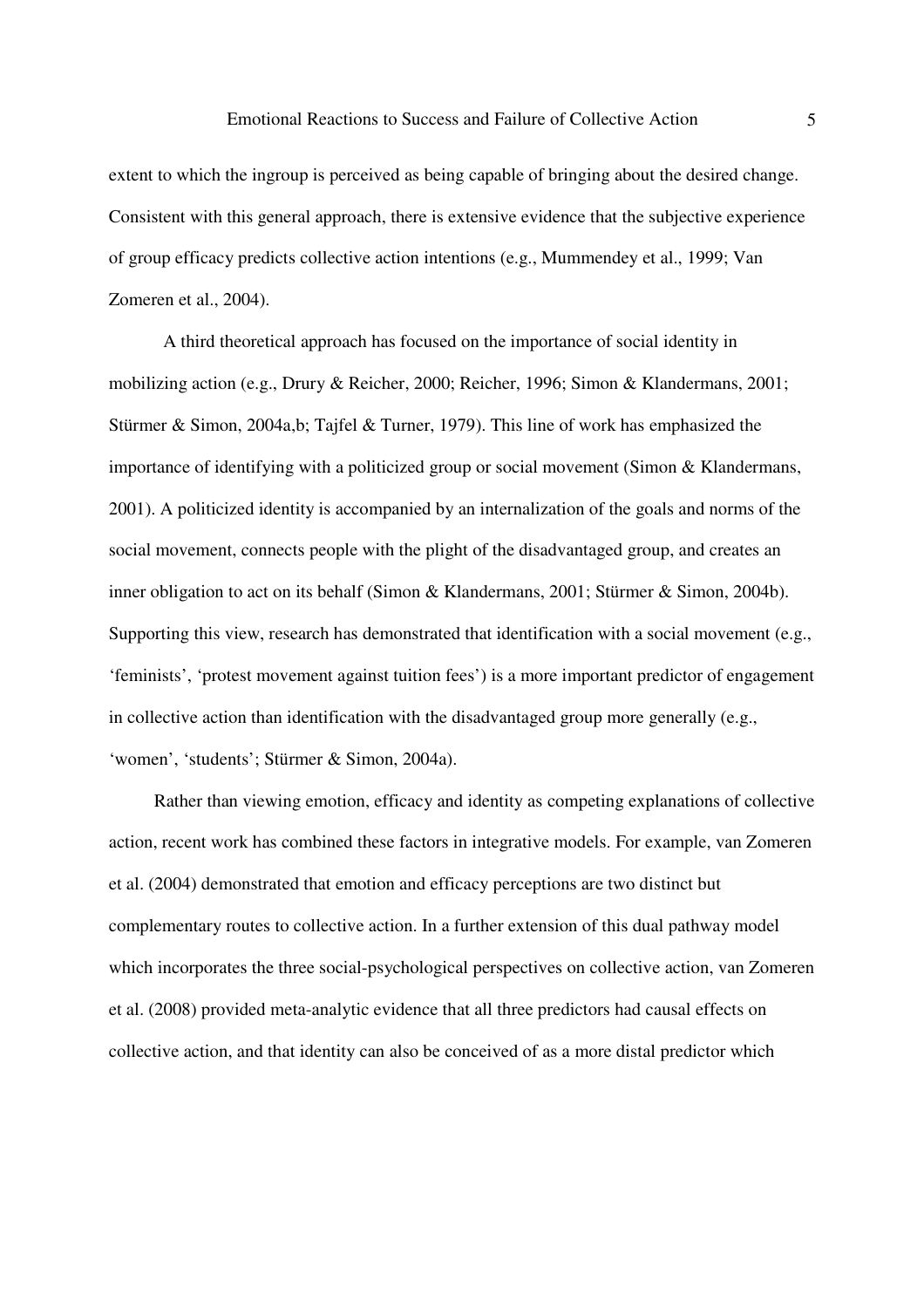extent to which the ingroup is perceived as being capable of bringing about the desired change. Consistent with this general approach, there is extensive evidence that the subjective experience of group efficacy predicts collective action intentions (e.g., Mummendey et al., 1999; Van Zomeren et al., 2004).

A third theoretical approach has focused on the importance of social identity in mobilizing action (e.g., Drury & Reicher, 2000; Reicher, 1996; Simon & Klandermans, 2001; Stürmer & Simon, 2004a,b; Tajfel & Turner, 1979). This line of work has emphasized the importance of identifying with a politicized group or social movement (Simon & Klandermans, 2001). A politicized identity is accompanied by an internalization of the goals and norms of the social movement, connects people with the plight of the disadvantaged group, and creates an inner obligation to act on its behalf (Simon & Klandermans, 2001; Stürmer & Simon, 2004b). Supporting this view, research has demonstrated that identification with a social movement (e.g., 'feminists', 'protest movement against tuition fees') is a more important predictor of engagement in collective action than identification with the disadvantaged group more generally (e.g., 'women', 'students'; Stürmer & Simon, 2004a).

Rather than viewing emotion, efficacy and identity as competing explanations of collective action, recent work has combined these factors in integrative models. For example, van Zomeren et al. (2004) demonstrated that emotion and efficacy perceptions are two distinct but complementary routes to collective action. In a further extension of this dual pathway model which incorporates the three social-psychological perspectives on collective action, van Zomeren et al. (2008) provided meta-analytic evidence that all three predictors had causal effects on collective action, and that identity can also be conceived of as a more distal predictor which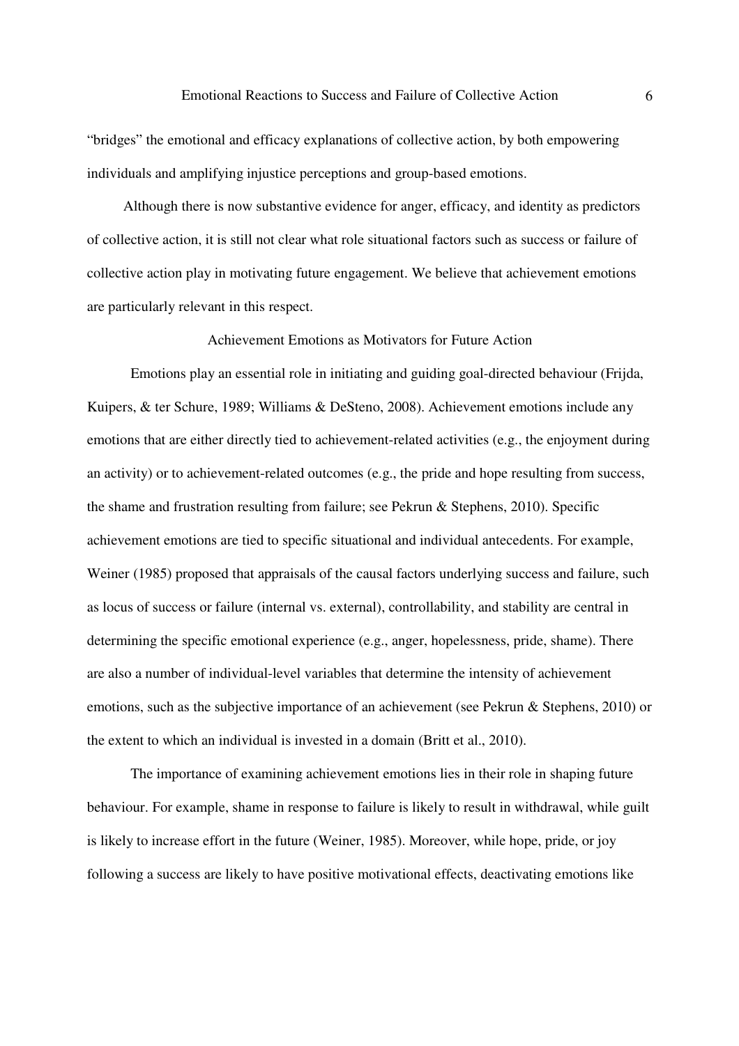"bridges" the emotional and efficacy explanations of collective action, by both empowering individuals and amplifying injustice perceptions and group-based emotions.

Although there is now substantive evidence for anger, efficacy, and identity as predictors of collective action, it is still not clear what role situational factors such as success or failure of collective action play in motivating future engagement. We believe that achievement emotions are particularly relevant in this respect.

## Achievement Emotions as Motivators for Future Action

Emotions play an essential role in initiating and guiding goal-directed behaviour (Frijda, Kuipers, & ter Schure, 1989; Williams & DeSteno, 2008). Achievement emotions include any emotions that are either directly tied to achievement-related activities (e.g., the enjoyment during an activity) or to achievement-related outcomes (e.g., the pride and hope resulting from success, the shame and frustration resulting from failure; see Pekrun & Stephens, 2010). Specific achievement emotions are tied to specific situational and individual antecedents. For example, Weiner (1985) proposed that appraisals of the causal factors underlying success and failure, such as locus of success or failure (internal vs. external), controllability, and stability are central in determining the specific emotional experience (e.g., anger, hopelessness, pride, shame). There are also a number of individual-level variables that determine the intensity of achievement emotions, such as the subjective importance of an achievement (see Pekrun & Stephens, 2010) or the extent to which an individual is invested in a domain (Britt et al., 2010).

The importance of examining achievement emotions lies in their role in shaping future behaviour. For example, shame in response to failure is likely to result in withdrawal, while guilt is likely to increase effort in the future (Weiner, 1985). Moreover, while hope, pride, or joy following a success are likely to have positive motivational effects, deactivating emotions like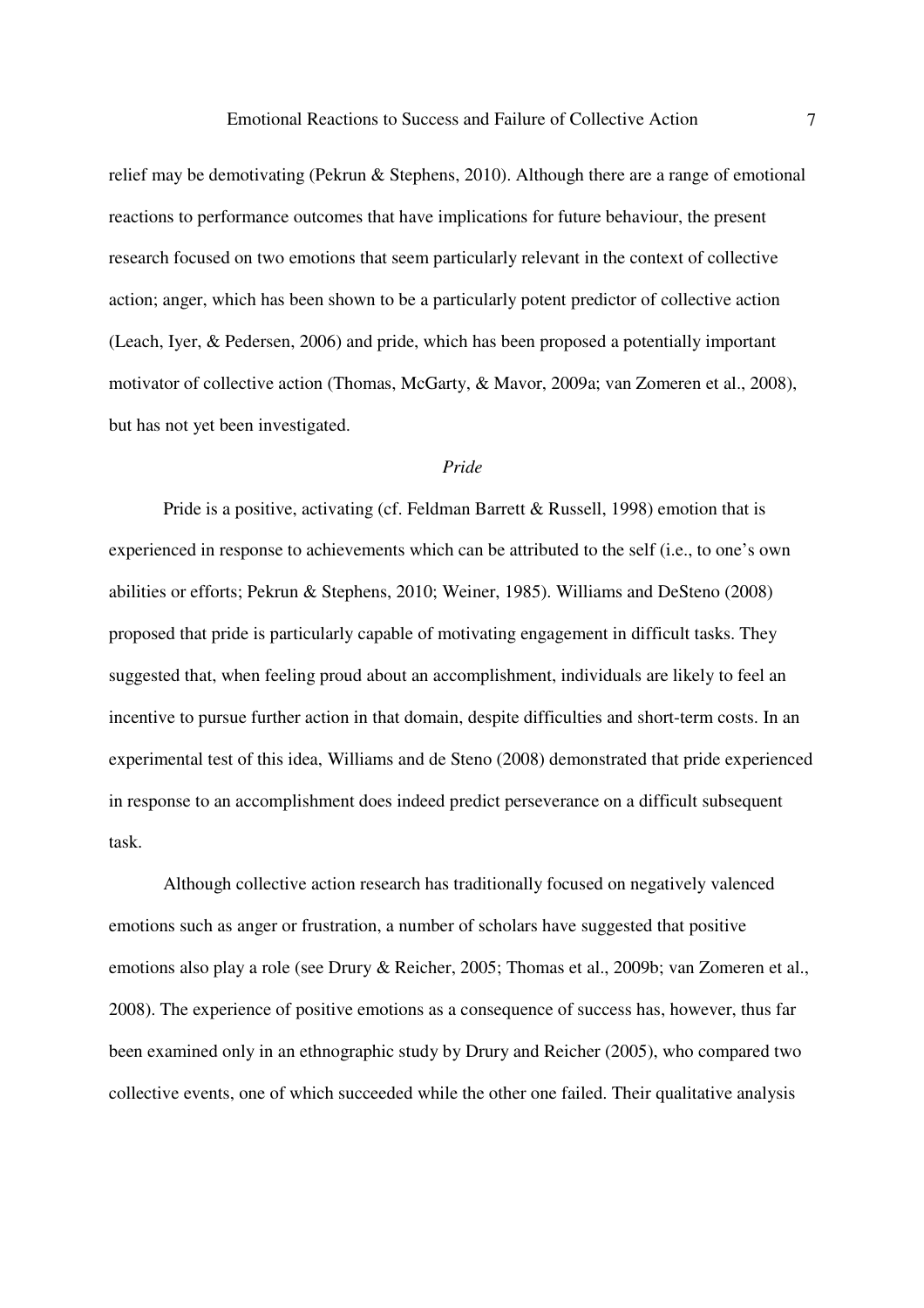relief may be demotivating (Pekrun & Stephens, 2010). Although there are a range of emotional reactions to performance outcomes that have implications for future behaviour, the present research focused on two emotions that seem particularly relevant in the context of collective action; anger, which has been shown to be a particularly potent predictor of collective action (Leach, Iyer, & Pedersen, 2006) and pride, which has been proposed a potentially important motivator of collective action (Thomas, McGarty, & Mavor, 2009a; van Zomeren et al., 2008), but has not yet been investigated.

### *Pride*

Pride is a positive, activating (cf. Feldman Barrett & Russell, 1998) emotion that is experienced in response to achievements which can be attributed to the self (i.e., to one's own abilities or efforts; Pekrun & Stephens, 2010; Weiner, 1985). Williams and DeSteno (2008) proposed that pride is particularly capable of motivating engagement in difficult tasks. They suggested that, when feeling proud about an accomplishment, individuals are likely to feel an incentive to pursue further action in that domain, despite difficulties and short-term costs. In an experimental test of this idea, Williams and de Steno (2008) demonstrated that pride experienced in response to an accomplishment does indeed predict perseverance on a difficult subsequent task.

Although collective action research has traditionally focused on negatively valenced emotions such as anger or frustration, a number of scholars have suggested that positive emotions also play a role (see Drury & Reicher, 2005; Thomas et al., 2009b; van Zomeren et al., 2008). The experience of positive emotions as a consequence of success has, however, thus far been examined only in an ethnographic study by Drury and Reicher (2005), who compared two collective events, one of which succeeded while the other one failed. Their qualitative analysis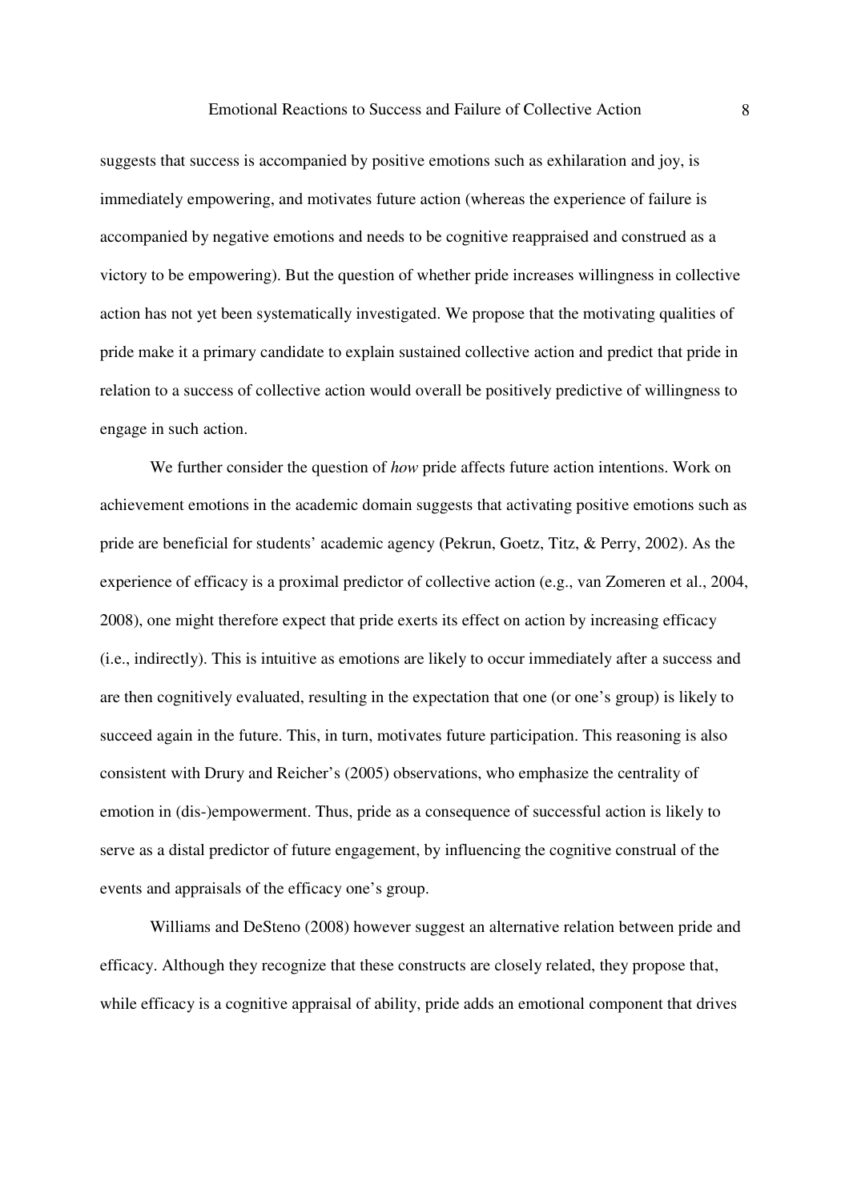suggests that success is accompanied by positive emotions such as exhilaration and joy, is immediately empowering, and motivates future action (whereas the experience of failure is accompanied by negative emotions and needs to be cognitive reappraised and construed as a victory to be empowering). But the question of whether pride increases willingness in collective action has not yet been systematically investigated. We propose that the motivating qualities of pride make it a primary candidate to explain sustained collective action and predict that pride in relation to a success of collective action would overall be positively predictive of willingness to engage in such action.

We further consider the question of *how* pride affects future action intentions. Work on achievement emotions in the academic domain suggests that activating positive emotions such as pride are beneficial for students' academic agency (Pekrun, Goetz, Titz, & Perry, 2002). As the experience of efficacy is a proximal predictor of collective action (e.g., van Zomeren et al., 2004, 2008), one might therefore expect that pride exerts its effect on action by increasing efficacy (i.e., indirectly). This is intuitive as emotions are likely to occur immediately after a success and are then cognitively evaluated, resulting in the expectation that one (or one's group) is likely to succeed again in the future. This, in turn, motivates future participation. This reasoning is also consistent with Drury and Reicher's (2005) observations, who emphasize the centrality of emotion in (dis-)empowerment. Thus, pride as a consequence of successful action is likely to serve as a distal predictor of future engagement, by influencing the cognitive construal of the events and appraisals of the efficacy one's group.

Williams and DeSteno (2008) however suggest an alternative relation between pride and efficacy. Although they recognize that these constructs are closely related, they propose that, while efficacy is a cognitive appraisal of ability, pride adds an emotional component that drives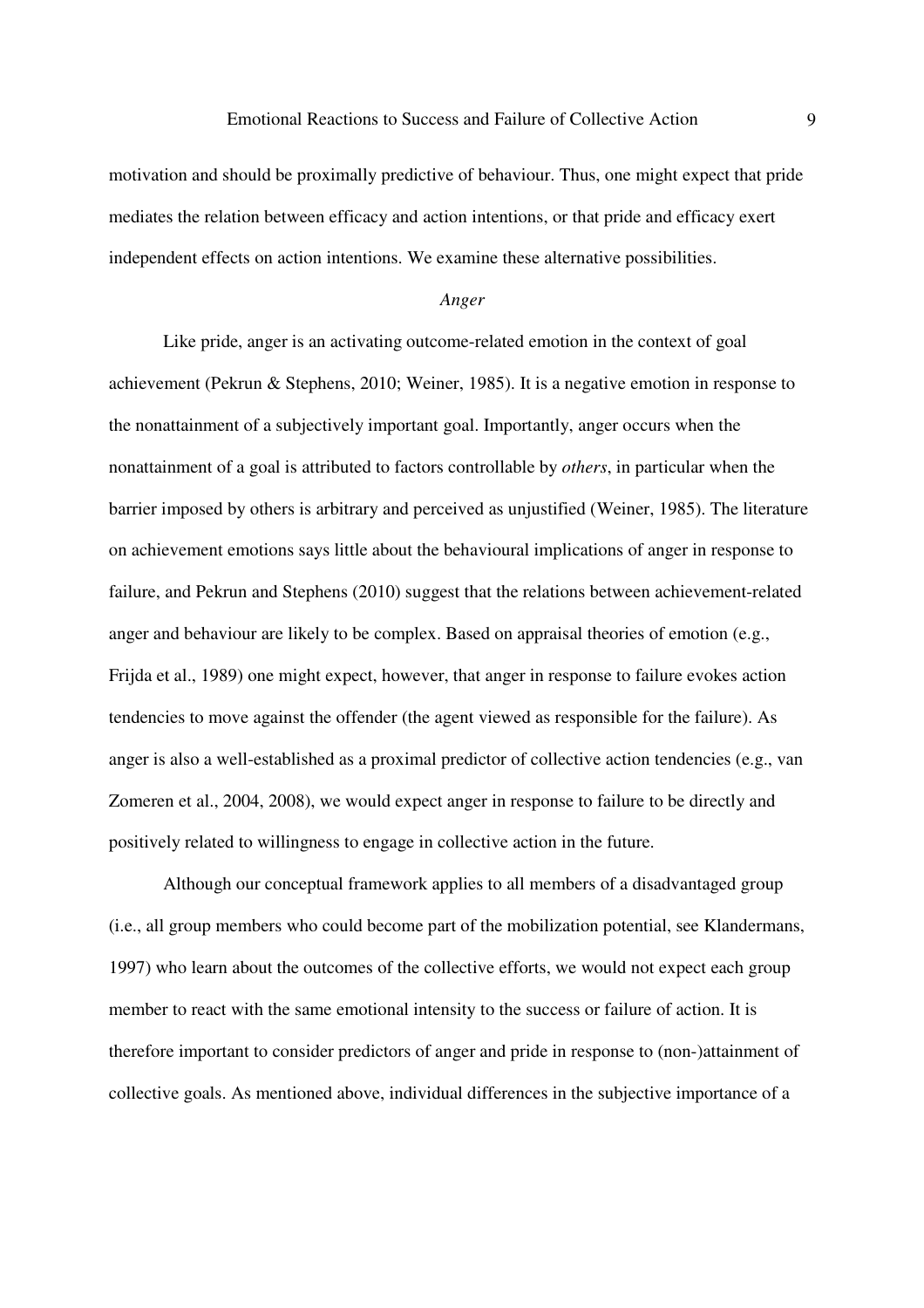motivation and should be proximally predictive of behaviour. Thus, one might expect that pride mediates the relation between efficacy and action intentions, or that pride and efficacy exert independent effects on action intentions. We examine these alternative possibilities.

### *Anger*

Like pride, anger is an activating outcome-related emotion in the context of goal achievement (Pekrun & Stephens, 2010; Weiner, 1985). It is a negative emotion in response to the nonattainment of a subjectively important goal. Importantly, anger occurs when the nonattainment of a goal is attributed to factors controllable by *others*, in particular when the barrier imposed by others is arbitrary and perceived as unjustified (Weiner, 1985). The literature on achievement emotions says little about the behavioural implications of anger in response to failure, and Pekrun and Stephens (2010) suggest that the relations between achievement-related anger and behaviour are likely to be complex. Based on appraisal theories of emotion (e.g., Frijda et al., 1989) one might expect, however, that anger in response to failure evokes action tendencies to move against the offender (the agent viewed as responsible for the failure). As anger is also a well-established as a proximal predictor of collective action tendencies (e.g., van Zomeren et al., 2004, 2008), we would expect anger in response to failure to be directly and positively related to willingness to engage in collective action in the future.

Although our conceptual framework applies to all members of a disadvantaged group (i.e., all group members who could become part of the mobilization potential, see Klandermans, 1997) who learn about the outcomes of the collective efforts, we would not expect each group member to react with the same emotional intensity to the success or failure of action. It is therefore important to consider predictors of anger and pride in response to (non-)attainment of collective goals. As mentioned above, individual differences in the subjective importance of a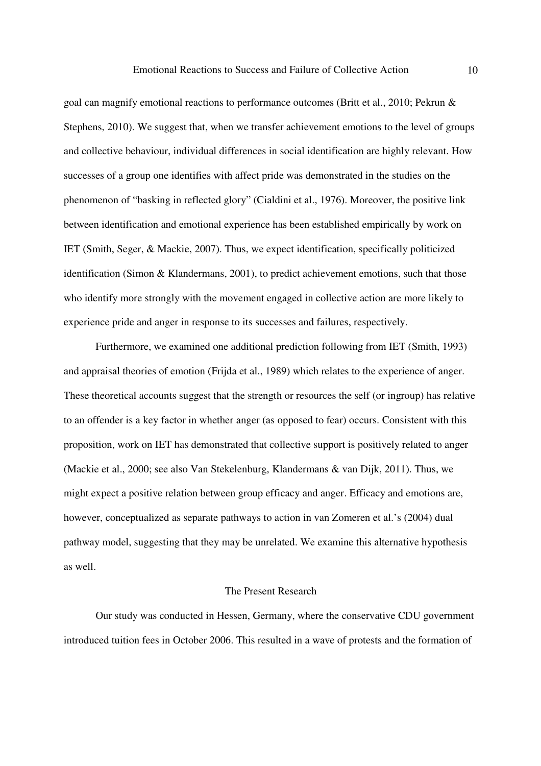goal can magnify emotional reactions to performance outcomes (Britt et al., 2010; Pekrun & Stephens, 2010). We suggest that, when we transfer achievement emotions to the level of groups and collective behaviour, individual differences in social identification are highly relevant. How successes of a group one identifies with affect pride was demonstrated in the studies on the phenomenon of "basking in reflected glory" (Cialdini et al., 1976). Moreover, the positive link between identification and emotional experience has been established empirically by work on IET (Smith, Seger, & Mackie, 2007). Thus, we expect identification, specifically politicized identification (Simon & Klandermans, 2001), to predict achievement emotions, such that those who identify more strongly with the movement engaged in collective action are more likely to experience pride and anger in response to its successes and failures, respectively.

Furthermore, we examined one additional prediction following from IET (Smith, 1993) and appraisal theories of emotion (Frijda et al., 1989) which relates to the experience of anger. These theoretical accounts suggest that the strength or resources the self (or ingroup) has relative to an offender is a key factor in whether anger (as opposed to fear) occurs. Consistent with this proposition, work on IET has demonstrated that collective support is positively related to anger (Mackie et al., 2000; see also Van Stekelenburg, Klandermans & van Dijk, 2011). Thus, we might expect a positive relation between group efficacy and anger. Efficacy and emotions are, however, conceptualized as separate pathways to action in van Zomeren et al.'s (2004) dual pathway model, suggesting that they may be unrelated. We examine this alternative hypothesis as well.

## The Present Research

Our study was conducted in Hessen, Germany, where the conservative CDU government introduced tuition fees in October 2006. This resulted in a wave of protests and the formation of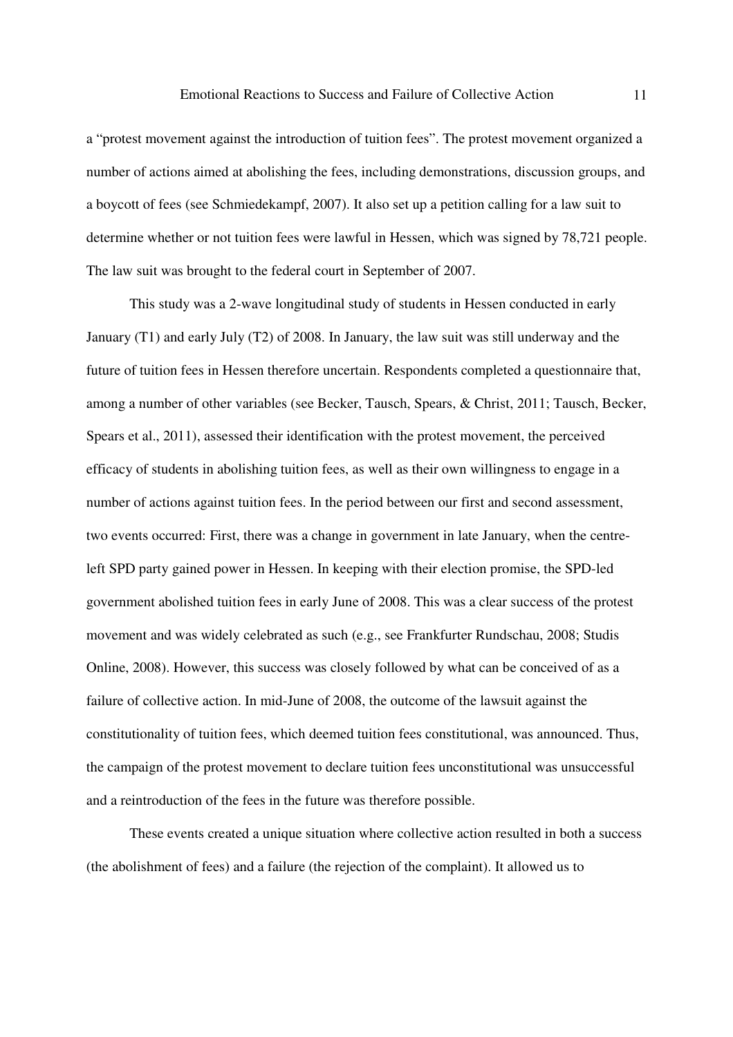a "protest movement against the introduction of tuition fees". The protest movement organized a number of actions aimed at abolishing the fees, including demonstrations, discussion groups, and a boycott of fees (see Schmiedekampf, 2007). It also set up a petition calling for a law suit to determine whether or not tuition fees were lawful in Hessen, which was signed by 78,721 people. The law suit was brought to the federal court in September of 2007.

This study was a 2-wave longitudinal study of students in Hessen conducted in early January (T1) and early July (T2) of 2008. In January, the law suit was still underway and the future of tuition fees in Hessen therefore uncertain. Respondents completed a questionnaire that, among a number of other variables (see Becker, Tausch, Spears, & Christ, 2011; Tausch, Becker, Spears et al., 2011), assessed their identification with the protest movement, the perceived efficacy of students in abolishing tuition fees, as well as their own willingness to engage in a number of actions against tuition fees. In the period between our first and second assessment, two events occurred: First, there was a change in government in late January, when the centre-left SPD party gained power in Hessen. In keeping with their election promise, the SPD-led government abolished tuition fees in early June of 2008. This was a clear success of the protest movement and was widely celebrated as such (e.g., see Frankfurter Rundschau, 2008; Studis Online, 2008). However, this success was closely followed by what can be conceived of as a failure of collective action. In mid-June of 2008, the outcome of the lawsuit against the constitutionality of tuition fees, which deemed tuition fees constitutional, was announced. Thus, the campaign of the protest movement to declare tuition fees unconstitutional was unsuccessful and a reintroduction of the fees in the future was therefore possible.

These events created a unique situation where collective action resulted in both a success (the abolishment of fees) and a failure (the rejection of the complaint). It allowed us to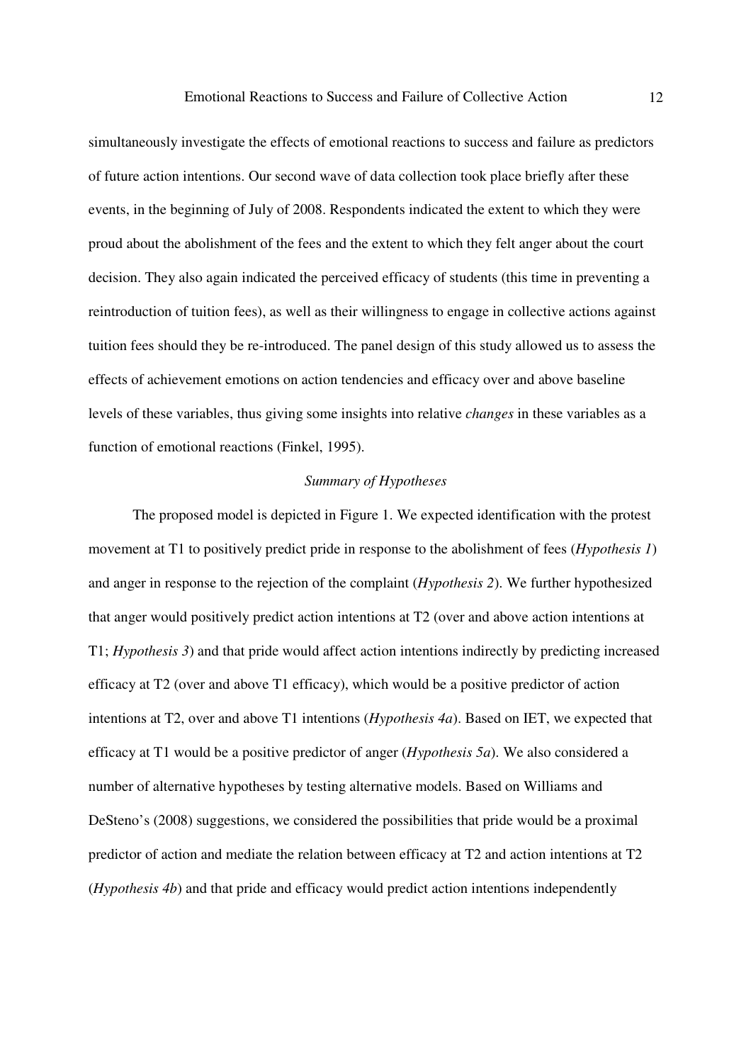simultaneously investigate the effects of emotional reactions to success and failure as predictors of future action intentions. Our second wave of data collection took place briefly after these events, in the beginning of July of 2008. Respondents indicated the extent to which they were proud about the abolishment of the fees and the extent to which they felt anger about the court decision. They also again indicated the perceived efficacy of students (this time in preventing a reintroduction of tuition fees), as well as their willingness to engage in collective actions against tuition fees should they be re-introduced. The panel design of this study allowed us to assess the effects of achievement emotions on action tendencies and efficacy over and above baseline levels of these variables, thus giving some insights into relative *changes* in these variables as a function of emotional reactions (Finkel, 1995).

*Summary of Hypotheses*

The proposed model is depicted in Figure 1. We expected identification with the protest movement at T1 to positively predict pride in response to the abolishment of fees (*Hypothesis 1*) and anger in response to the rejection of the complaint (*Hypothesis 2*). We further hypothesized that anger would positively predict action intentions at T2 (over and above action intentions at T1; *Hypothesis 3*) and that pride would affect action intentions indirectly by predicting increased efficacy at T2 (over and above T1 efficacy), which would be a positive predictor of action intentions at T2, over and above T1 intentions (*Hypothesis 4a*). Based on IET, we expected that efficacy at T1 would be a positive predictor of anger (*Hypothesis 5a*). We also considered a number of alternative hypotheses by testing alternative models. Based on Williams and DeSteno's (2008) suggestions, we considered the possibilities that pride would be a proximal predictor of action and mediate the relation between efficacy at T2 and action intentions at T2 (*Hypothesis 4b*) and that pride and efficacy would predict action intentions independently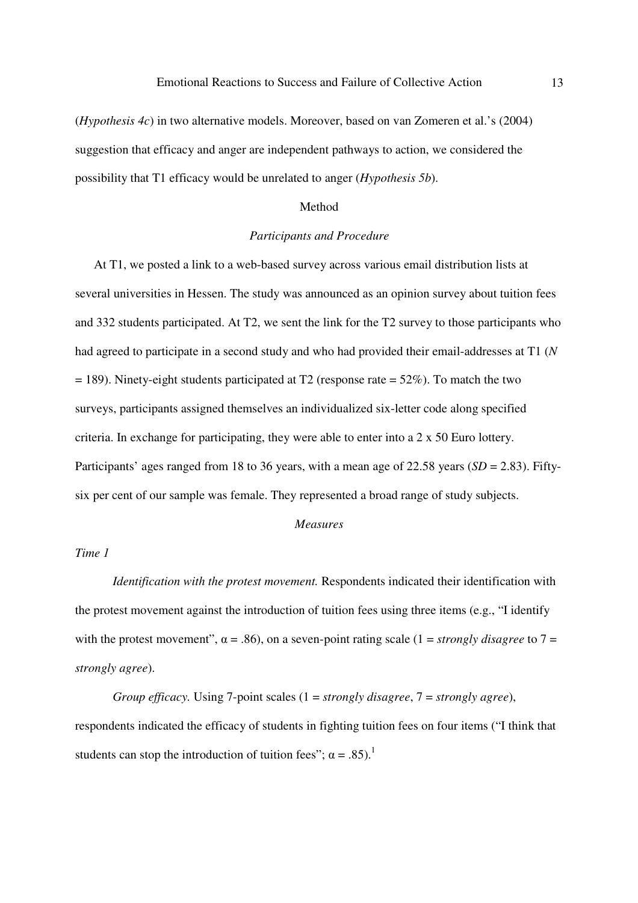(*Hypothesis 4c*) in two alternative models. Moreover, based on van Zomeren et al.'s (2004) suggestion that efficacy and anger are independent pathways to action, we considered the possibility that T1 efficacy would be unrelated to anger (*Hypothesis 5b*).

## Method

### *Participants and Procedure*

At T1, we posted a link to a web-based survey across various email distribution lists at several universities in Hessen. The study was announced as an opinion survey about tuition fees and 332 students participated. At T2, we sent the link for the T2 survey to those participants who had agreed to participate in a second study and who had provided their email-addresses at T1 ($N = 189$). Ninety-eight students participated at T2 (response rate = 52%). To match the two surveys, participants assigned themselves an individualized six-letter code along specified criteria. In exchange for participating, they were able to enter into a 2 x 50 Euro lottery. Participants' ages ranged from 18 to 36 years, with a mean age of 22.58 years ($SD = 2.83$). Fifty-six per cent of our sample was female. They represented a broad range of study subjects.

### *Measures*

*Time 1*

*Identification with the protest movement.* Respondents indicated their identification with the protest movement against the introduction of tuition fees using three items (e.g., "I identify with the protest movement", $\alpha = .86$), on a seven-point rating scale (1 = *strongly disagree* to 7 = *strongly agree*).

*Group efficacy.* Using 7-point scales (1 = *strongly disagree*, 7 = *strongly agree*), respondents indicated the efficacy of students in fighting tuition fees on four items ("I think that students can stop the introduction of tuition fees"; $\alpha = .85$).[1]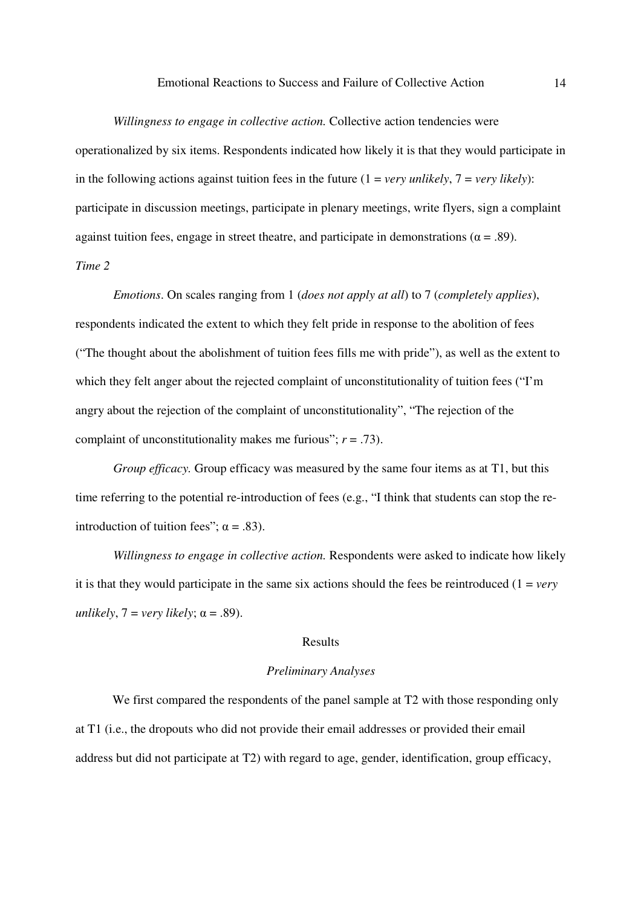*Willingness to engage in collective action.* Collective action tendencies were operationalized by six items. Respondents indicated how likely it is that they would participate in in the following actions against tuition fees in the future (1 = *very unlikely*, 7 = *very likely*): participate in discussion meetings, participate in plenary meetings, write flyers, sign a complaint against tuition fees, engage in street theatre, and participate in demonstrations ($\alpha = .89$).

*Time 2*

*Emotions*. On scales ranging from 1 (*does not apply at all*) to 7 (*completely applies*), respondents indicated the extent to which they felt pride in response to the abolition of fees ("The thought about the abolishment of tuition fees fills me with pride"), as well as the extent to which they felt anger about the rejected complaint of unconstitutionality of tuition fees ("I'm angry about the rejection of the complaint of unconstitutionality", "The rejection of the complaint of unconstitutionality makes me furious"; $r = .73$).

*Group efficacy.* Group efficacy was measured by the same four items as at T1, but this time referring to the potential re-introduction of fees (e.g., "I think that students can stop the re-introduction of tuition fees"; $\alpha = .83$).

*Willingness to engage in collective action.* Respondents were asked to indicate how likely it is that they would participate in the same six actions should the fees be reintroduced (1 = *very unlikely*, 7 = *very likely*; $\alpha = .89$).

## Results

### *Preliminary Analyses*

We first compared the respondents of the panel sample at T2 with those responding only at T1 (i.e., the dropouts who did not provide their email addresses or provided their email address but did not participate at T2) with regard to age, gender, identification, group efficacy,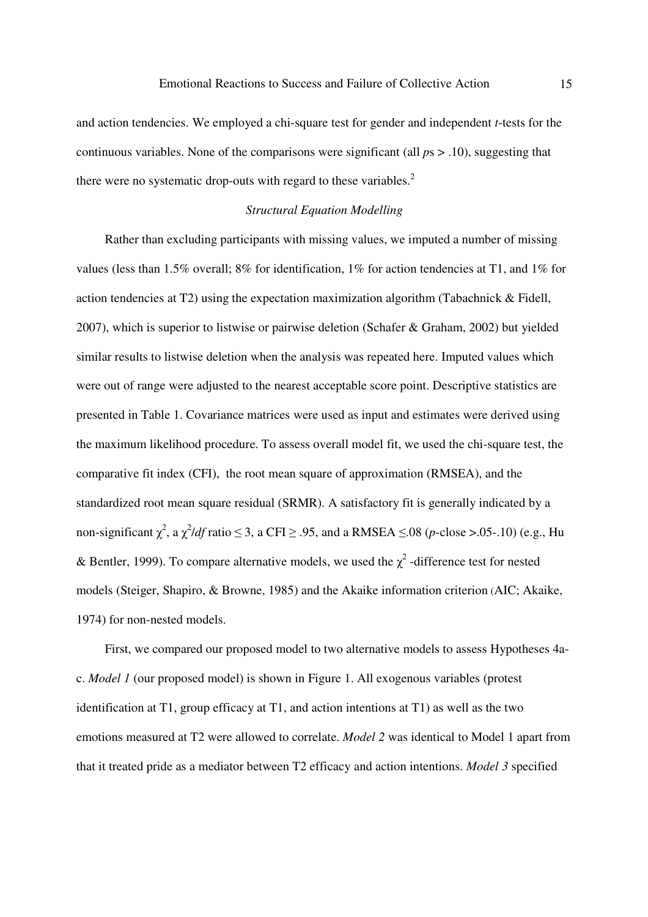and action tendencies. We employed a chi-square test for gender and independent *t*-tests for the continuous variables. None of the comparisons were significant (all *p*s > .10), suggesting that there were no systematic drop-outs with regard to these variables.[2]

### *Structural Equation Modelling*

Rather than excluding participants with missing values, we imputed a number of missing values (less than 1.5% overall; 8% for identification, 1% for action tendencies at T1, and 1% for action tendencies at T2) using the expectation maximization algorithm (Tabachnick & Fidell, 2007), which is superior to listwise or pairwise deletion (Schafer & Graham, 2002) but yielded similar results to listwise deletion when the analysis was repeated here. Imputed values which were out of range were adjusted to the nearest acceptable score point. Descriptive statistics are presented in Table 1. Covariance matrices were used as input and estimates were derived using the maximum likelihood procedure. To assess overall model fit, we used the chi-square test, the comparative fit index (CFI), the root mean square of approximation (RMSEA), and the standardized root mean square residual (SRMR). A satisfactory fit is generally indicated by a non-significant $\chi^2$, a $\chi^2/df$ ratio $\leq 3$, a CFI $\geq .95$, and a RMSEA $\leq .08$ (*p*-close >.05-.10) (e.g., Hu & Bentler, 1999). To compare alternative models, we used the $\chi^2$ -difference test for nested models (Steiger, Shapiro, & Browne, 1985) and the Akaike information criterion (AIC; Akaike, 1974) for non-nested models.

First, we compared our proposed model to two alternative models to assess Hypotheses 4a-c. *Model 1* (our proposed model) is shown in Figure 1. All exogenous variables (protest identification at T1, group efficacy at T1, and action intentions at T1) as well as the two emotions measured at T2 were allowed to correlate. *Model 2* was identical to Model 1 apart from that it treated pride as a mediator between T2 efficacy and action intentions. *Model 3* specified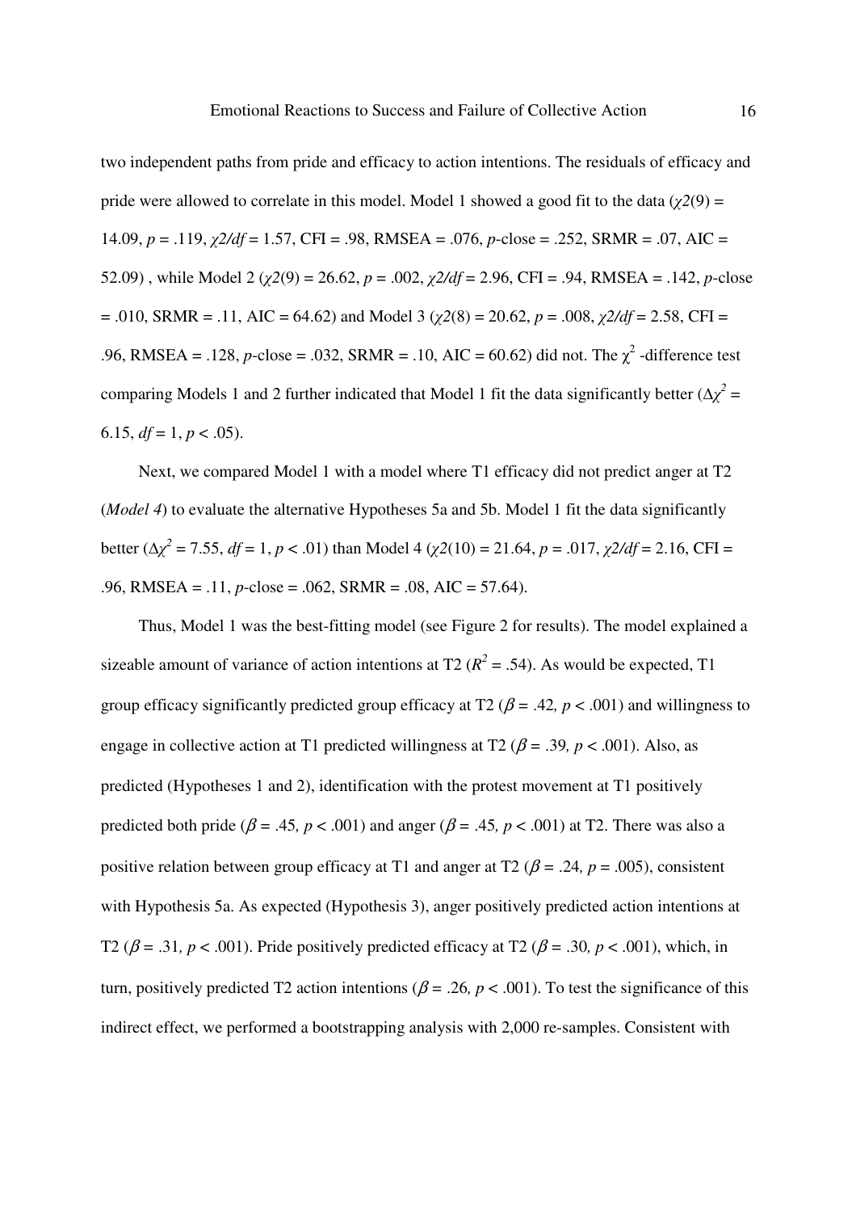two independent paths from pride and efficacy to action intentions. The residuals of efficacy and pride were allowed to correlate in this model. Model 1 showed a good fit to the data ($\chi 2(9)$ = 14.09, $p$ = .119, $\chi 2/df$ = 1.57, CFI = .98, RMSEA = .076, $p$-close = .252, SRMR = .07, AIC = 52.09) , while Model 2 ($\chi 2(9)$ = 26.62, $p$ = .002, $\chi 2/df$ = 2.96, CFI = .94, RMSEA = .142, $p$-close = .010, SRMR = .11, AIC = 64.62) and Model 3 ($\chi 2(8)$ = 20.62, $p$ = .008, $\chi 2/df$ = 2.58, CFI = .96, RMSEA = .128, $p$-close = .032, SRMR = .10, AIC = 60.62) did not. The $\chi^2$ -difference test comparing Models 1 and 2 further indicated that Model 1 fit the data significantly better ($\Delta\chi^2$ = 6.15, $df$ = 1, $p < .05$).

Next, we compared Model 1 with a model where T1 efficacy did not predict anger at T2 (*Model 4*) to evaluate the alternative Hypotheses 5a and 5b. Model 1 fit the data significantly better ($\Delta\chi^2$ = 7.55, $df$ = 1, $p < .01$) than Model 4 ($\chi 2(10)$ = 21.64, $p$ = .017, $\chi 2/df$ = 2.16, CFI = .96, RMSEA = .11, $p$-close = .062, SRMR = .08, AIC = 57.64).

Thus, Model 1 was the best-fitting model (see Figure 2 for results). The model explained a sizeable amount of variance of action intentions at T2 ($R^2$ = .54). As would be expected, T1 group efficacy significantly predicted group efficacy at T2 ($\beta$ = .42, $p < .001$) and willingness to engage in collective action at T1 predicted willingness at T2 ($\beta$ = .39, $p < .001$). Also, as predicted (Hypotheses 1 and 2), identification with the protest movement at T1 positively predicted both pride ($\beta$ = .45, $p < .001$) and anger ($\beta$ = .45, $p < .001$) at T2. There was also a positive relation between group efficacy at T1 and anger at T2 ($\beta$ = .24, $p$ = .005), consistent with Hypothesis 5a. As expected (Hypothesis 3), anger positively predicted action intentions at T2 ($\beta$ = .31, $p < .001$). Pride positively predicted efficacy at T2 ($\beta$ = .30, $p < .001$), which, in turn, positively predicted T2 action intentions ($\beta$ = .26, $p < .001$). To test the significance of this indirect effect, we performed a bootstrapping analysis with 2,000 re-samples. Consistent with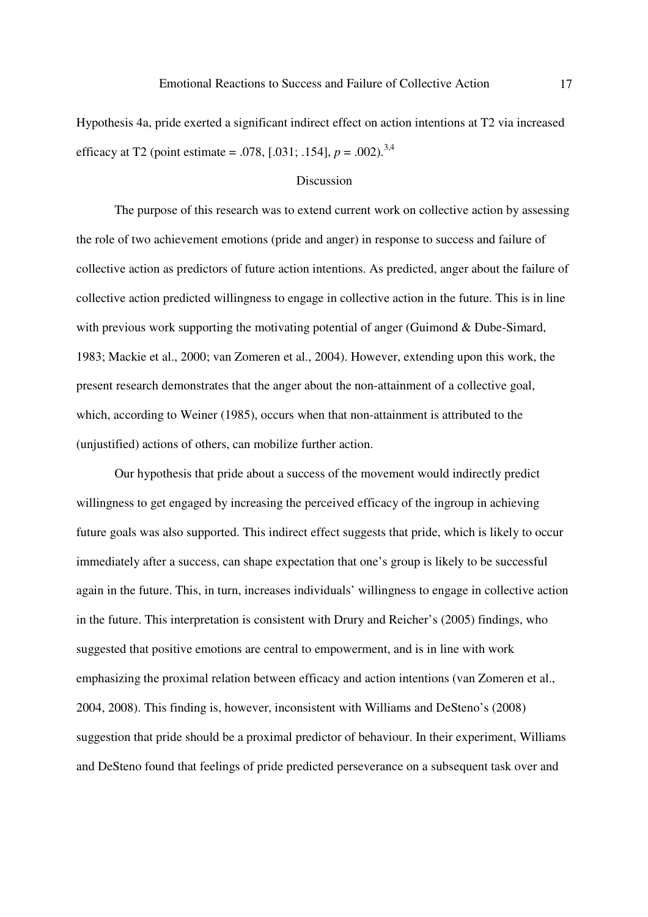Hypothesis 4a, pride exerted a significant indirect effect on action intentions at T2 via increased efficacy at T2 (point estimate = .078, [.031; .154], $p = .002$).[3,4]

## Discussion

The purpose of this research was to extend current work on collective action by assessing the role of two achievement emotions (pride and anger) in response to success and failure of collective action as predictors of future action intentions. As predicted, anger about the failure of collective action predicted willingness to engage in collective action in the future. This is in line with previous work supporting the motivating potential of anger (Guimond & Dube-Simard, 1983; Mackie et al., 2000; van Zomeren et al., 2004). However, extending upon this work, the present research demonstrates that the anger about the non-attainment of a collective goal, which, according to Weiner (1985), occurs when that non-attainment is attributed to the (unjustified) actions of others, can mobilize further action.

Our hypothesis that pride about a success of the movement would indirectly predict willingness to get engaged by increasing the perceived efficacy of the ingroup in achieving future goals was also supported. This indirect effect suggests that pride, which is likely to occur immediately after a success, can shape expectation that one's group is likely to be successful again in the future. This, in turn, increases individuals' willingness to engage in collective action in the future. This interpretation is consistent with Drury and Reicher's (2005) findings, who suggested that positive emotions are central to empowerment, and is in line with work emphasizing the proximal relation between efficacy and action intentions (van Zomeren et al., 2004, 2008). This finding is, however, inconsistent with Williams and DeSteno's (2008) suggestion that pride should be a proximal predictor of behaviour. In their experiment, Williams and DeSteno found that feelings of pride predicted perseverance on a subsequent task over and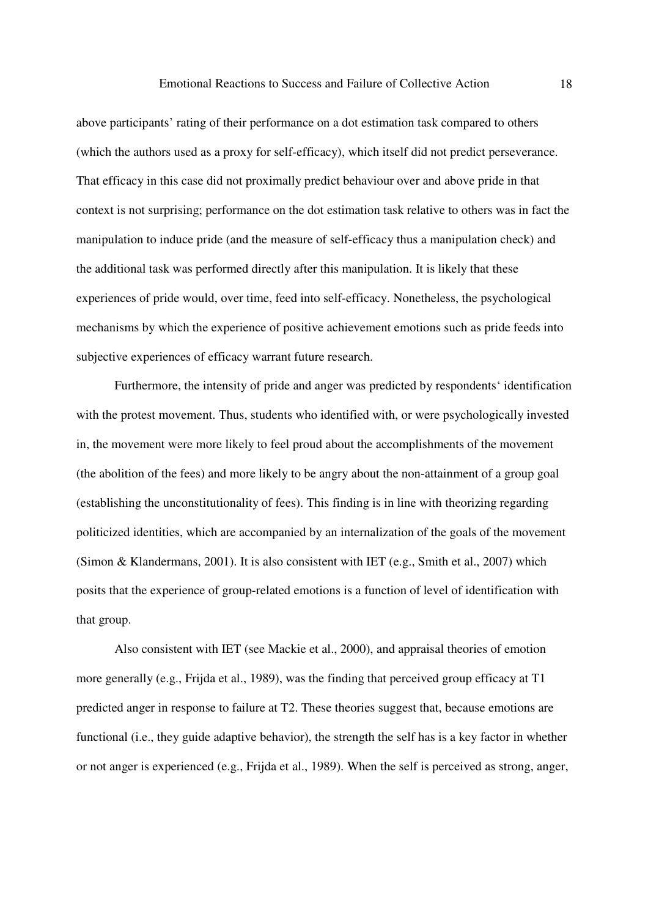above participants' rating of their performance on a dot estimation task compared to others (which the authors used as a proxy for self-efficacy), which itself did not predict perseverance. That efficacy in this case did not proximally predict behaviour over and above pride in that context is not surprising; performance on the dot estimation task relative to others was in fact the manipulation to induce pride (and the measure of self-efficacy thus a manipulation check) and the additional task was performed directly after this manipulation. It is likely that these experiences of pride would, over time, feed into self-efficacy. Nonetheless, the psychological mechanisms by which the experience of positive achievement emotions such as pride feeds into subjective experiences of efficacy warrant future research.

Furthermore, the intensity of pride and anger was predicted by respondents' identification with the protest movement. Thus, students who identified with, or were psychologically invested in, the movement were more likely to feel proud about the accomplishments of the movement (the abolition of the fees) and more likely to be angry about the non-attainment of a group goal (establishing the unconstitutionality of fees). This finding is in line with theorizing regarding politicized identities, which are accompanied by an internalization of the goals of the movement (Simon & Klandermans, 2001). It is also consistent with IET (e.g., Smith et al., 2007) which posits that the experience of group-related emotions is a function of level of identification with that group.

Also consistent with IET (see Mackie et al., 2000), and appraisal theories of emotion more generally (e.g., Frijda et al., 1989), was the finding that perceived group efficacy at T1 predicted anger in response to failure at T2. These theories suggest that, because emotions are functional (i.e., they guide adaptive behavior), the strength the self has is a key factor in whether or not anger is experienced (e.g., Frijda et al., 1989). When the self is perceived as strong, anger,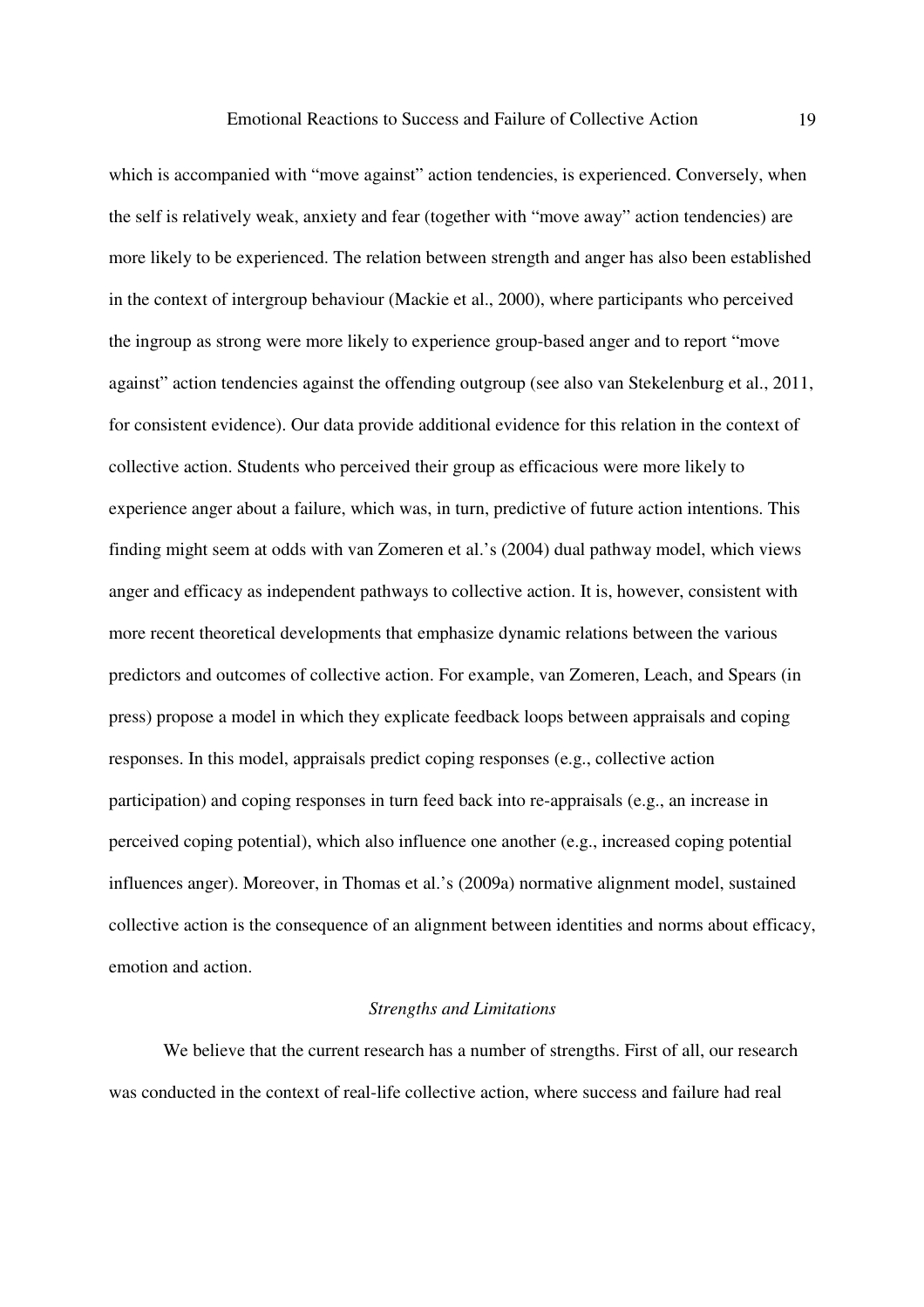which is accompanied with "move against" action tendencies, is experienced. Conversely, when the self is relatively weak, anxiety and fear (together with "move away" action tendencies) are more likely to be experienced. The relation between strength and anger has also been established in the context of intergroup behaviour (Mackie et al., 2000), where participants who perceived the ingroup as strong were more likely to experience group-based anger and to report "move against" action tendencies against the offending outgroup (see also van Stekelenburg et al., 2011, for consistent evidence). Our data provide additional evidence for this relation in the context of collective action. Students who perceived their group as efficacious were more likely to experience anger about a failure, which was, in turn, predictive of future action intentions. This finding might seem at odds with van Zomeren et al.'s (2004) dual pathway model, which views anger and efficacy as independent pathways to collective action. It is, however, consistent with more recent theoretical developments that emphasize dynamic relations between the various predictors and outcomes of collective action. For example, van Zomeren, Leach, and Spears (in press) propose a model in which they explicate feedback loops between appraisals and coping responses. In this model, appraisals predict coping responses (e.g., collective action participation) and coping responses in turn feed back into re-appraisals (e.g., an increase in perceived coping potential), which also influence one another (e.g., increased coping potential influences anger). Moreover, in Thomas et al.'s (2009a) normative alignment model, sustained collective action is the consequence of an alignment between identities and norms about efficacy, emotion and action.

### *Strengths and Limitations*

We believe that the current research has a number of strengths. First of all, our research was conducted in the context of real-life collective action, where success and failure had real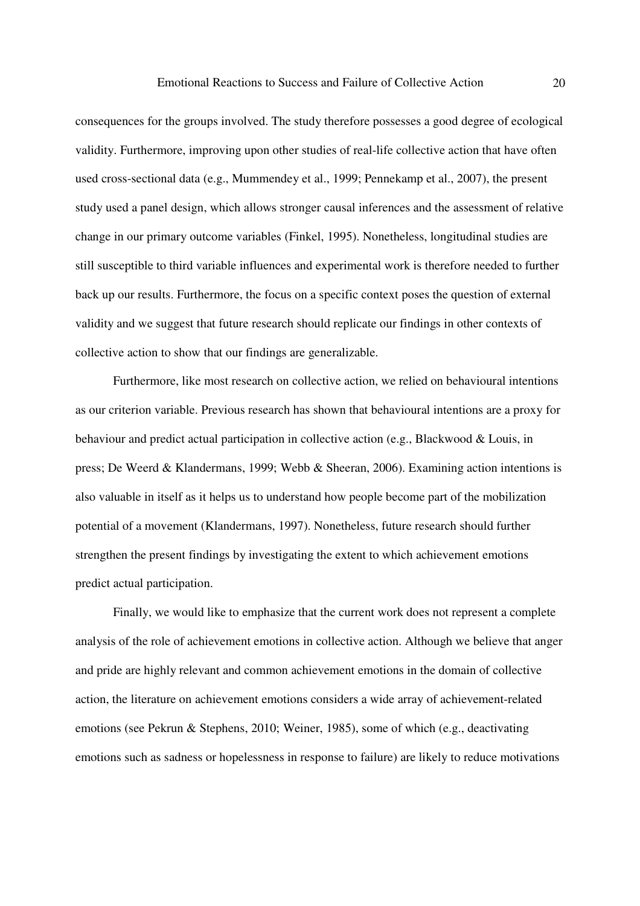consequences for the groups involved. The study therefore possesses a good degree of ecological validity. Furthermore, improving upon other studies of real-life collective action that have often used cross-sectional data (e.g., Mummendey et al., 1999; Pennekamp et al., 2007), the present study used a panel design, which allows stronger causal inferences and the assessment of relative change in our primary outcome variables (Finkel, 1995). Nonetheless, longitudinal studies are still susceptible to third variable influences and experimental work is therefore needed to further back up our results. Furthermore, the focus on a specific context poses the question of external validity and we suggest that future research should replicate our findings in other contexts of collective action to show that our findings are generalizable.

Furthermore, like most research on collective action, we relied on behavioural intentions as our criterion variable. Previous research has shown that behavioural intentions are a proxy for behaviour and predict actual participation in collective action (e.g., Blackwood & Louis, in press; De Weerd & Klandermans, 1999; Webb & Sheeran, 2006). Examining action intentions is also valuable in itself as it helps us to understand how people become part of the mobilization potential of a movement (Klandermans, 1997). Nonetheless, future research should further strengthen the present findings by investigating the extent to which achievement emotions predict actual participation.

Finally, we would like to emphasize that the current work does not represent a complete analysis of the role of achievement emotions in collective action. Although we believe that anger and pride are highly relevant and common achievement emotions in the domain of collective action, the literature on achievement emotions considers a wide array of achievement-related emotions (see Pekrun & Stephens, 2010; Weiner, 1985), some of which (e.g., deactivating emotions such as sadness or hopelessness in response to failure) are likely to reduce motivations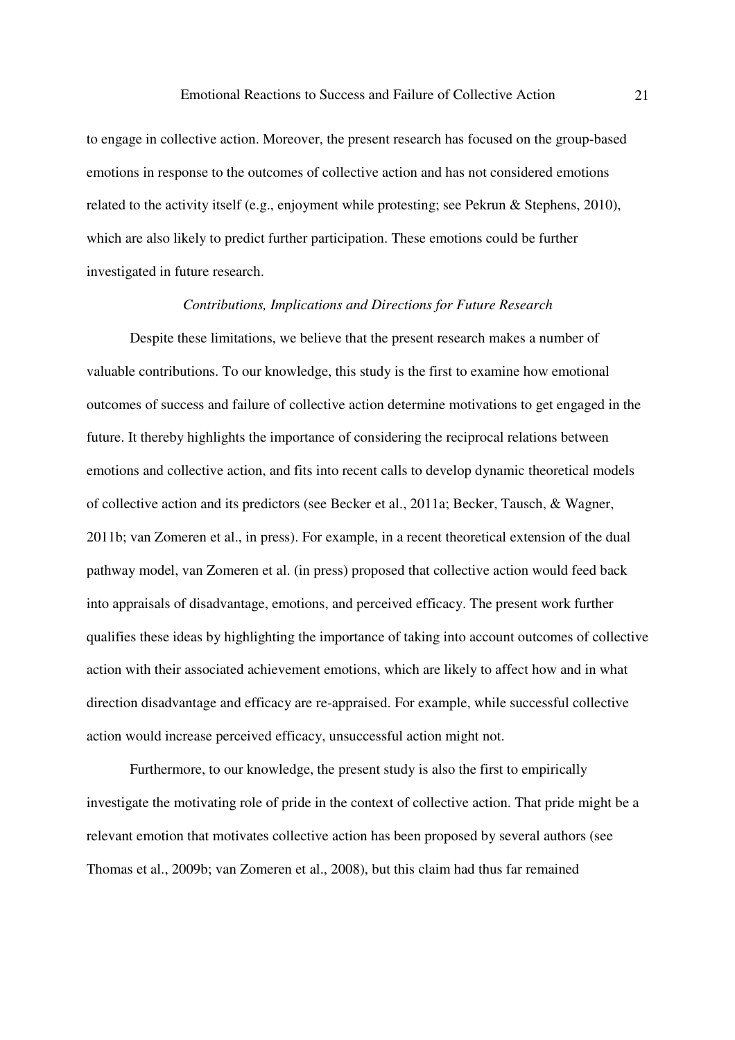to engage in collective action. Moreover, the present research has focused on the group-based emotions in response to the outcomes of collective action and has not considered emotions related to the activity itself (e.g., enjoyment while protesting; see Pekrun & Stephens, 2010), which are also likely to predict further participation. These emotions could be further investigated in future research.

### *Contributions, Implications and Directions for Future Research*

Despite these limitations, we believe that the present research makes a number of valuable contributions. To our knowledge, this study is the first to examine how emotional outcomes of success and failure of collective action determine motivations to get engaged in the future. It thereby highlights the importance of considering the reciprocal relations between emotions and collective action, and fits into recent calls to develop dynamic theoretical models of collective action and its predictors (see Becker et al., 2011a; Becker, Tausch, & Wagner, 2011b; van Zomeren et al., in press). For example, in a recent theoretical extension of the dual pathway model, van Zomeren et al. (in press) proposed that collective action would feed back into appraisals of disadvantage, emotions, and perceived efficacy. The present work further qualifies these ideas by highlighting the importance of taking into account outcomes of collective action with their associated achievement emotions, which are likely to affect how and in what direction disadvantage and efficacy are re-appraised. For example, while successful collective action would increase perceived efficacy, unsuccessful action might not.

Furthermore, to our knowledge, the present study is also the first to empirically investigate the motivating role of pride in the context of collective action. That pride might be a relevant emotion that motivates collective action has been proposed by several authors (see Thomas et al., 2009b; van Zomeren et al., 2008), but this claim had thus far remained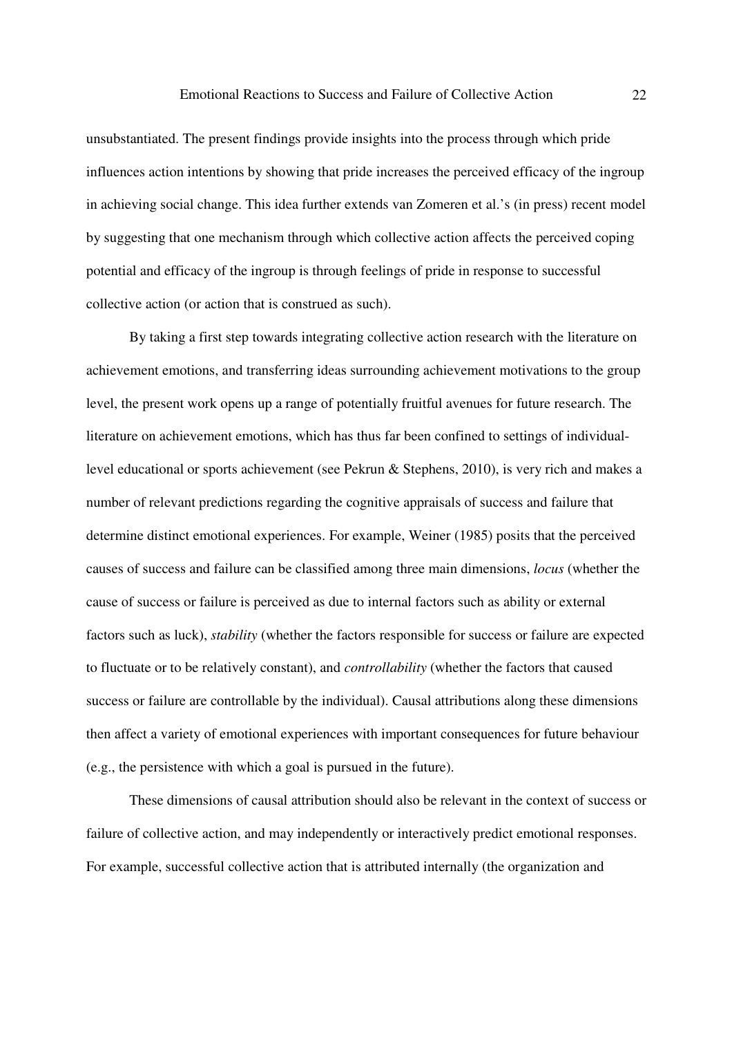unsubstantiated. The present findings provide insights into the process through which pride influences action intentions by showing that pride increases the perceived efficacy of the ingroup in achieving social change. This idea further extends van Zomeren et al.'s (in press) recent model by suggesting that one mechanism through which collective action affects the perceived coping potential and efficacy of the ingroup is through feelings of pride in response to successful collective action (or action that is construed as such).

By taking a first step towards integrating collective action research with the literature on achievement emotions, and transferring ideas surrounding achievement motivations to the group level, the present work opens up a range of potentially fruitful avenues for future research. The literature on achievement emotions, which has thus far been confined to settings of individual-level educational or sports achievement (see Pekrun & Stephens, 2010), is very rich and makes a number of relevant predictions regarding the cognitive appraisals of success and failure that determine distinct emotional experiences. For example, Weiner (1985) posits that the perceived causes of success and failure can be classified among three main dimensions, *locus* (whether the cause of success or failure is perceived as due to internal factors such as ability or external factors such as luck), *stability* (whether the factors responsible for success or failure are expected to fluctuate or to be relatively constant), and *controllability* (whether the factors that caused success or failure are controllable by the individual). Causal attributions along these dimensions then affect a variety of emotional experiences with important consequences for future behaviour (e.g., the persistence with which a goal is pursued in the future).

These dimensions of causal attribution should also be relevant in the context of success or failure of collective action, and may independently or interactively predict emotional responses. For example, successful collective action that is attributed internally (the organization and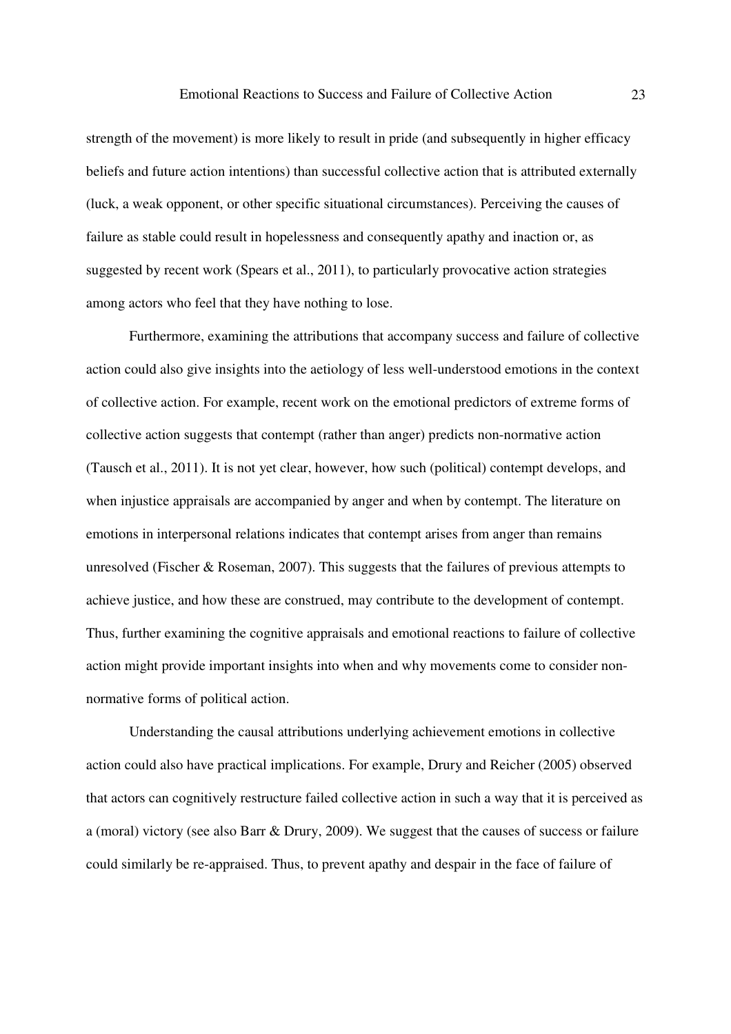strength of the movement) is more likely to result in pride (and subsequently in higher efficacy beliefs and future action intentions) than successful collective action that is attributed externally (luck, a weak opponent, or other specific situational circumstances). Perceiving the causes of failure as stable could result in hopelessness and consequently apathy and inaction or, as suggested by recent work (Spears et al., 2011), to particularly provocative action strategies among actors who feel that they have nothing to lose.

Furthermore, examining the attributions that accompany success and failure of collective action could also give insights into the aetiology of less well-understood emotions in the context of collective action. For example, recent work on the emotional predictors of extreme forms of collective action suggests that contempt (rather than anger) predicts non-normative action (Tausch et al., 2011). It is not yet clear, however, how such (political) contempt develops, and when injustice appraisals are accompanied by anger and when by contempt. The literature on emotions in interpersonal relations indicates that contempt arises from anger than remains unresolved (Fischer & Roseman, 2007). This suggests that the failures of previous attempts to achieve justice, and how these are construed, may contribute to the development of contempt. Thus, further examining the cognitive appraisals and emotional reactions to failure of collective action might provide important insights into when and why movements come to consider non-normative forms of political action.

Understanding the causal attributions underlying achievement emotions in collective action could also have practical implications. For example, Drury and Reicher (2005) observed that actors can cognitively restructure failed collective action in such a way that it is perceived as a (moral) victory (see also Barr & Drury, 2009). We suggest that the causes of success or failure could similarly be re-appraised. Thus, to prevent apathy and despair in the face of failure of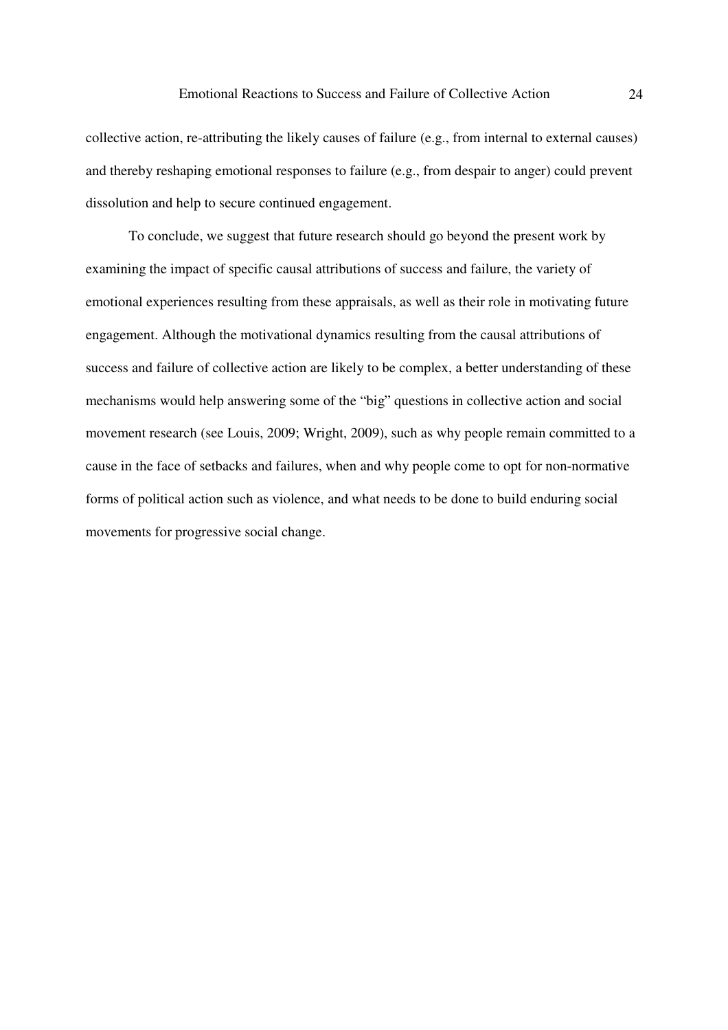collective action, re-attributing the likely causes of failure (e.g., from internal to external causes) and thereby reshaping emotional responses to failure (e.g., from despair to anger) could prevent dissolution and help to secure continued engagement.

To conclude, we suggest that future research should go beyond the present work by examining the impact of specific causal attributions of success and failure, the variety of emotional experiences resulting from these appraisals, as well as their role in motivating future engagement. Although the motivational dynamics resulting from the causal attributions of success and failure of collective action are likely to be complex, a better understanding of these mechanisms would help answering some of the "big" questions in collective action and social movement research (see Louis, 2009; Wright, 2009), such as why people remain committed to a cause in the face of setbacks and failures, when and why people come to opt for non-normative forms of political action such as violence, and what needs to be done to build enduring social movements for progressive social change.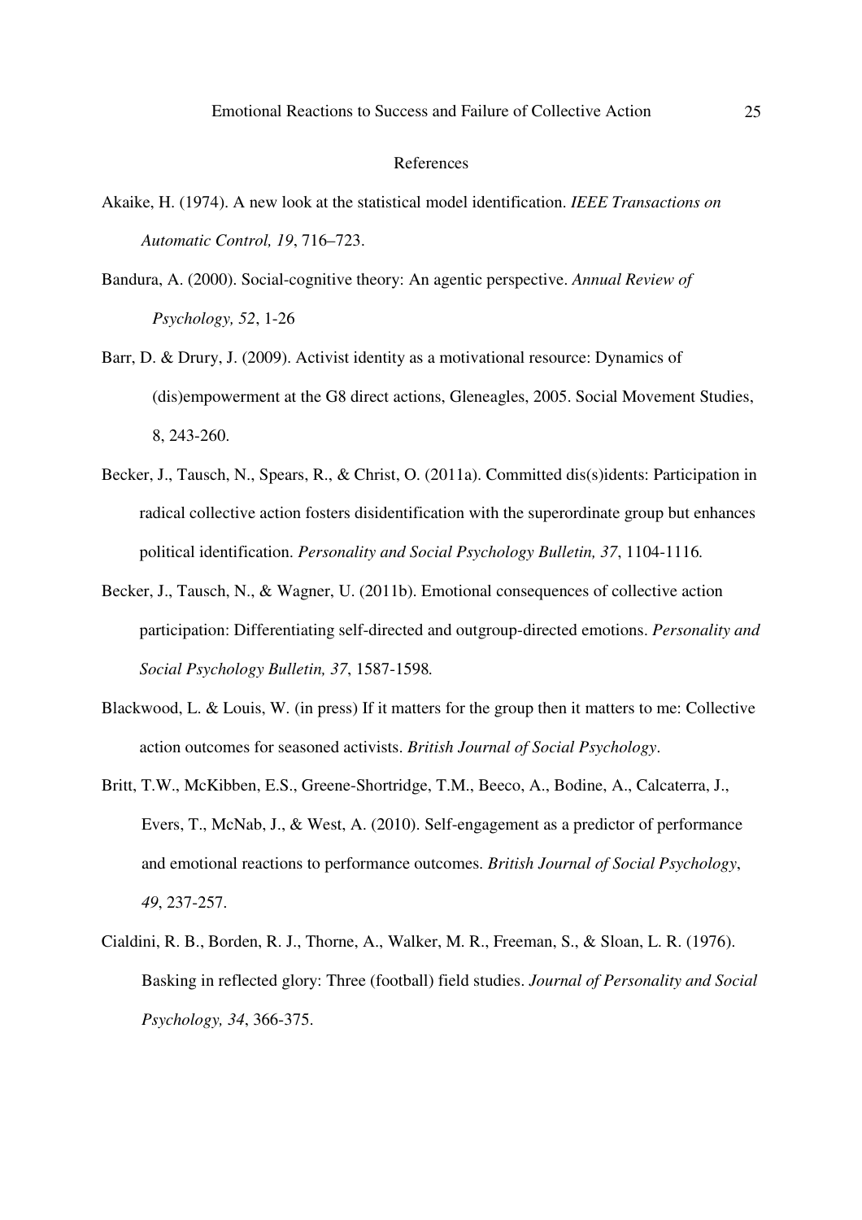## References

Akaike, H. (1974). A new look at the statistical model identification. *IEEE Transactions on Automatic Control, 19*, 716–723.

Bandura, A. (2000). Social-cognitive theory: An agentic perspective. *Annual Review of Psychology, 52*, 1-26

Barr, D. & Drury, J. (2009). Activist identity as a motivational resource: Dynamics of (dis)empowerment at the G8 direct actions, Gleneagles, 2005. Social Movement Studies, 8, 243-260.

Becker, J., Tausch, N., Spears, R., & Christ, O. (2011a). Committed dis(s)idents: Participation in radical collective action fosters disidentification with the superordinate group but enhances political identification. *Personality and Social Psychology Bulletin, 37*, 1104-1116.

Becker, J., Tausch, N., & Wagner, U. (2011b). Emotional consequences of collective action participation: Differentiating self-directed and outgroup-directed emotions. *Personality and Social Psychology Bulletin, 37*, 1587-1598.

Blackwood, L. & Louis, W. (in press) If it matters for the group then it matters to me: Collective action outcomes for seasoned activists. *British Journal of Social Psychology*.

Britt, T.W., McKibben, E.S., Greene-Shortridge, T.M., Beeco, A., Bodine, A., Calcaterra, J., Evers, T., McNab, J., & West, A. (2010). Self-engagement as a predictor of performance and emotional reactions to performance outcomes. *British Journal of Social Psychology*, *49*, 237-257.

Cialdini, R. B., Borden, R. J., Thorne, A., Walker, M. R., Freeman, S., & Sloan, L. R. (1976). Basking in reflected glory: Three (football) field studies. *Journal of Personality and Social Psychology, 34*, 366-375.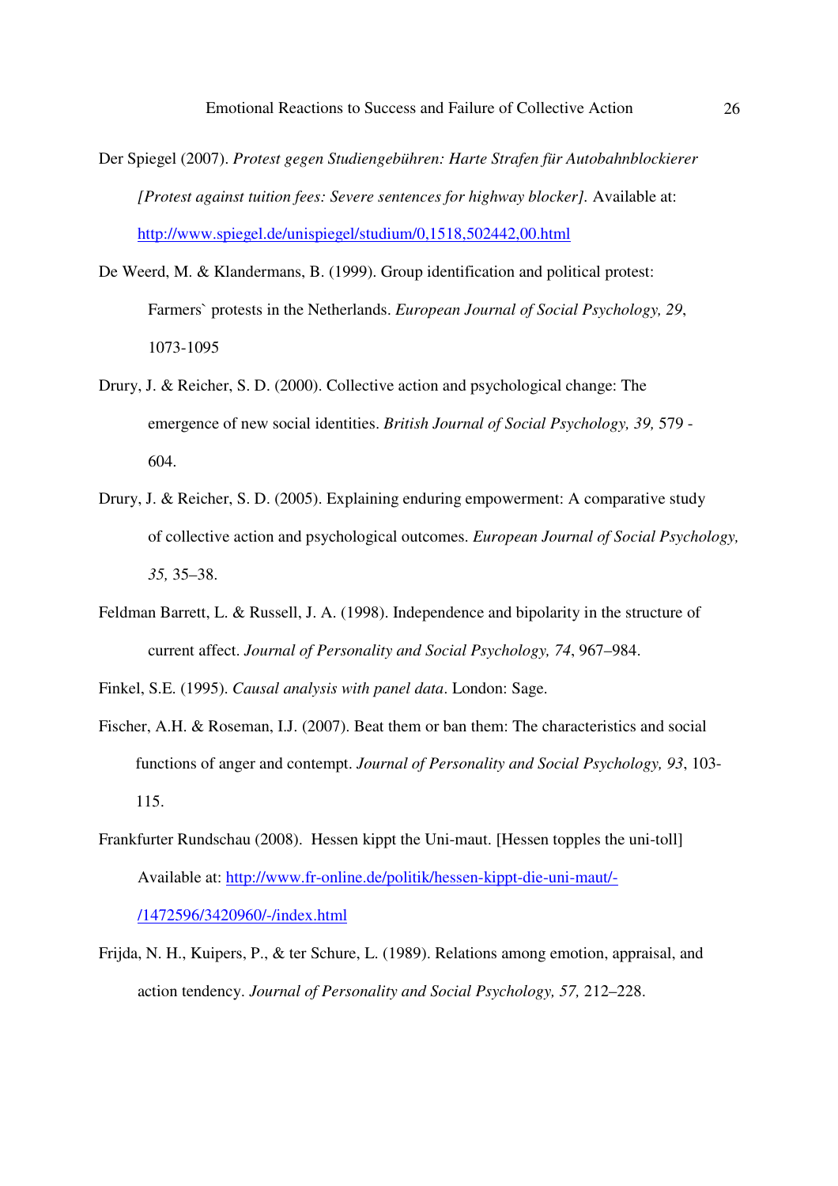Der Spiegel (2007). *Protest gegen Studiengebühren: Harte Strafen für Autobahnblockierer [Protest against tuition fees: Severe sentences for highway blocker].* Available at: http://www.spiegel.de/unispiegel/studium/0,1518,502442,00.html

De Weerd, M. & Klandermans, B. (1999). Group identification and political protest: Farmers` protests in the Netherlands. *European Journal of Social Psychology, 29*, 1073-1095

Drury, J. & Reicher, S. D. (2000). Collective action and psychological change: The emergence of new social identities. *British Journal of Social Psychology, 39,* 579 - 604.

Drury, J. & Reicher, S. D. (2005). Explaining enduring empowerment: A comparative study of collective action and psychological outcomes. *European Journal of Social Psychology, 35,* 35–38.

Feldman Barrett, L. & Russell, J. A. (1998). Independence and bipolarity in the structure of current affect. *Journal of Personality and Social Psychology, 74*, 967–984.

Finkel, S.E. (1995). *Causal analysis with panel data*. London: Sage.

Fischer, A.H. & Roseman, I.J. (2007). Beat them or ban them: The characteristics and social functions of anger and contempt. *Journal of Personality and Social Psychology, 93*, 103-115.

Frankfurter Rundschau (2008). Hessen kippt the Uni-maut. [Hessen topples the uni-toll] Available at: http://www.fr-online.de/politik/hessen-kippt-die-uni-maut/-/1472596/3420960/-/index.html

Frijda, N. H., Kuipers, P., & ter Schure, L. (1989). Relations among emotion, appraisal, and action tendency. *Journal of Personality and Social Psychology, 57,* 212–228.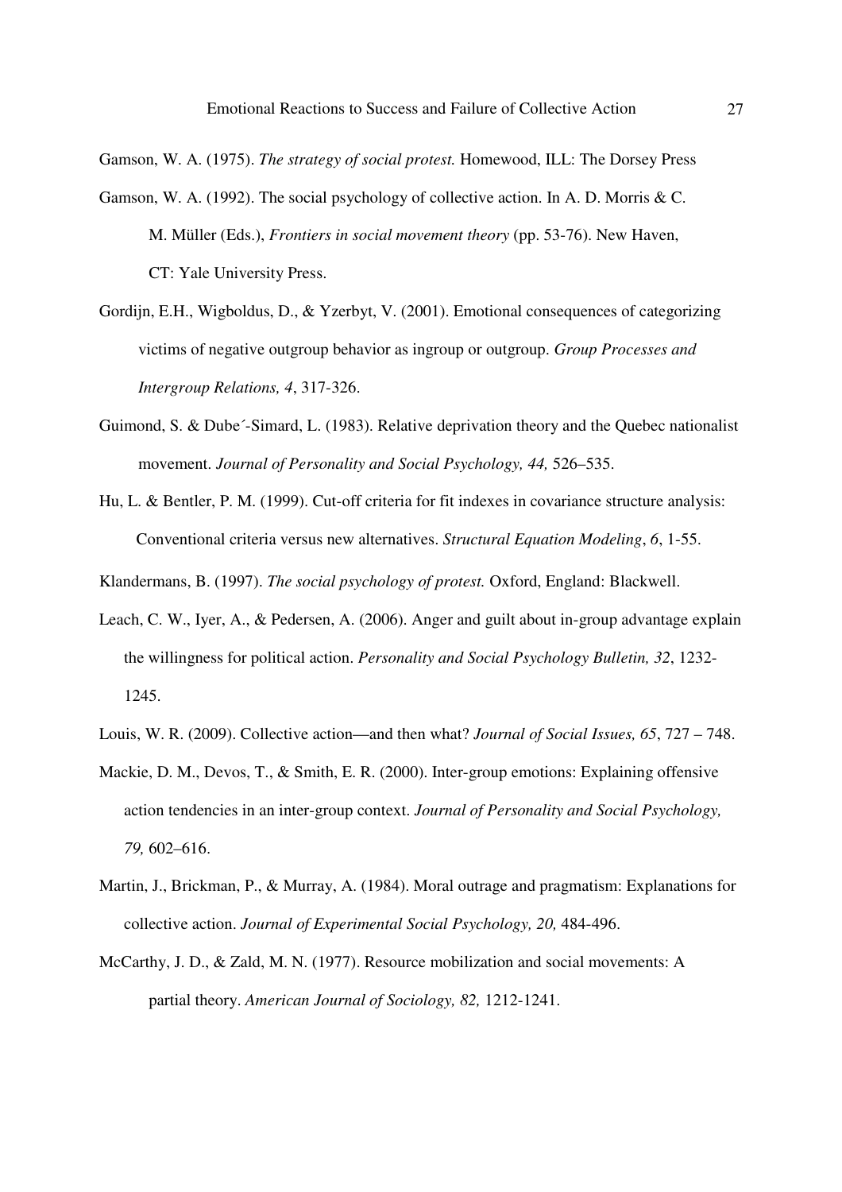Gamson, W. A. (1975). *The strategy of social protest.* Homewood, ILL: The Dorsey Press

Gamson, W. A. (1992). The social psychology of collective action. In A. D. Morris & C. M. Müller (Eds.), *Frontiers in social movement theory* (pp. 53-76). New Haven, CT: Yale University Press.

Gordijn, E.H., Wigboldus, D., & Yzerbyt, V. (2001). Emotional consequences of categorizing victims of negative outgroup behavior as ingroup or outgroup. *Group Processes and Intergroup Relations, 4*, 317-326.

Guimond, S. & Dube´-Simard, L. (1983). Relative deprivation theory and the Quebec nationalist movement. *Journal of Personality and Social Psychology, 44,* 526–535.

Hu, L. & Bentler, P. M. (1999). Cut-off criteria for fit indexes in covariance structure analysis: Conventional criteria versus new alternatives. *Structural Equation Modeling*, *6*, 1-55.

Klandermans, B. (1997). *The social psychology of protest.* Oxford, England: Blackwell.

Leach, C. W., Iyer, A., & Pedersen, A. (2006). Anger and guilt about in-group advantage explain the willingness for political action. *Personality and Social Psychology Bulletin, 32*, 1232-1245.

Louis, W. R. (2009). Collective action—and then what? *Journal of Social Issues, 65*, 727 – 748.

Mackie, D. M., Devos, T., & Smith, E. R. (2000). Inter-group emotions: Explaining offensive action tendencies in an inter-group context. *Journal of Personality and Social Psychology, 79,* 602–616.

Martin, J., Brickman, P., & Murray, A. (1984). Moral outrage and pragmatism: Explanations for collective action. *Journal of Experimental Social Psychology, 20,* 484-496.

McCarthy, J. D., & Zald, M. N. (1977). Resource mobilization and social movements: A partial theory. *American Journal of Sociology, 82,* 1212-1241.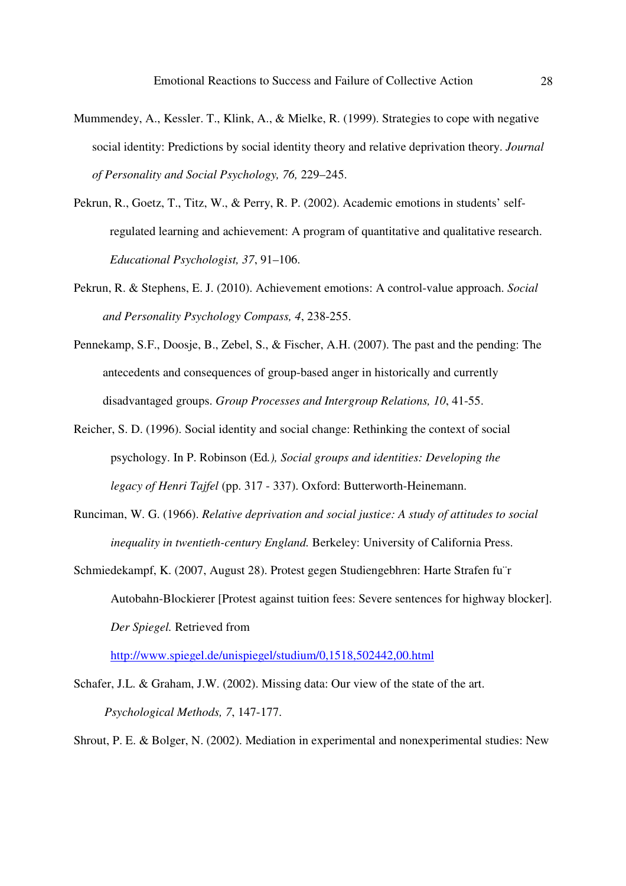Mummendey, A., Kessler. T., Klink, A., & Mielke, R. (1999). Strategies to cope with negative social identity: Predictions by social identity theory and relative deprivation theory. *Journal of Personality and Social Psychology, 76,* 229–245.

Pekrun, R., Goetz, T., Titz, W., & Perry, R. P. (2002). Academic emotions in students' self-regulated learning and achievement: A program of quantitative and qualitative research. *Educational Psychologist, 37*, 91–106.

Pekrun, R. & Stephens, E. J. (2010). Achievement emotions: A control-value approach. *Social and Personality Psychology Compass, 4*, 238-255.

Pennekamp, S.F., Doosje, B., Zebel, S., & Fischer, A.H. (2007). The past and the pending: The antecedents and consequences of group-based anger in historically and currently disadvantaged groups. *Group Processes and Intergroup Relations, 10*, 41-55.

Reicher, S. D. (1996). Social identity and social change: Rethinking the context of social psychology. In P. Robinson (Ed*.), Social groups and identities: Developing the legacy of Henri Tajfel* (pp. 317 - 337). Oxford: Butterworth-Heinemann.

Runciman, W. G. (1966). *Relative deprivation and social justice: A study of attitudes to social inequality in twentieth-century England.* Berkeley: University of California Press.

Schmiedekampf, K. (2007, August 28). Protest gegen Studiengebhren: Harte Strafen fu¨r Autobahn-Blockierer [Protest against tuition fees: Severe sentences for highway blocker]. *Der Spiegel.* Retrieved from http://www.spiegel.de/unispiegel/studium/0,1518,502442,00.html

Schafer, J.L. & Graham, J.W. (2002). Missing data: Our view of the state of the art. *Psychological Methods, 7*, 147-177.

Shrout, P. E. & Bolger, N. (2002). Mediation in experimental and nonexperimental studies: New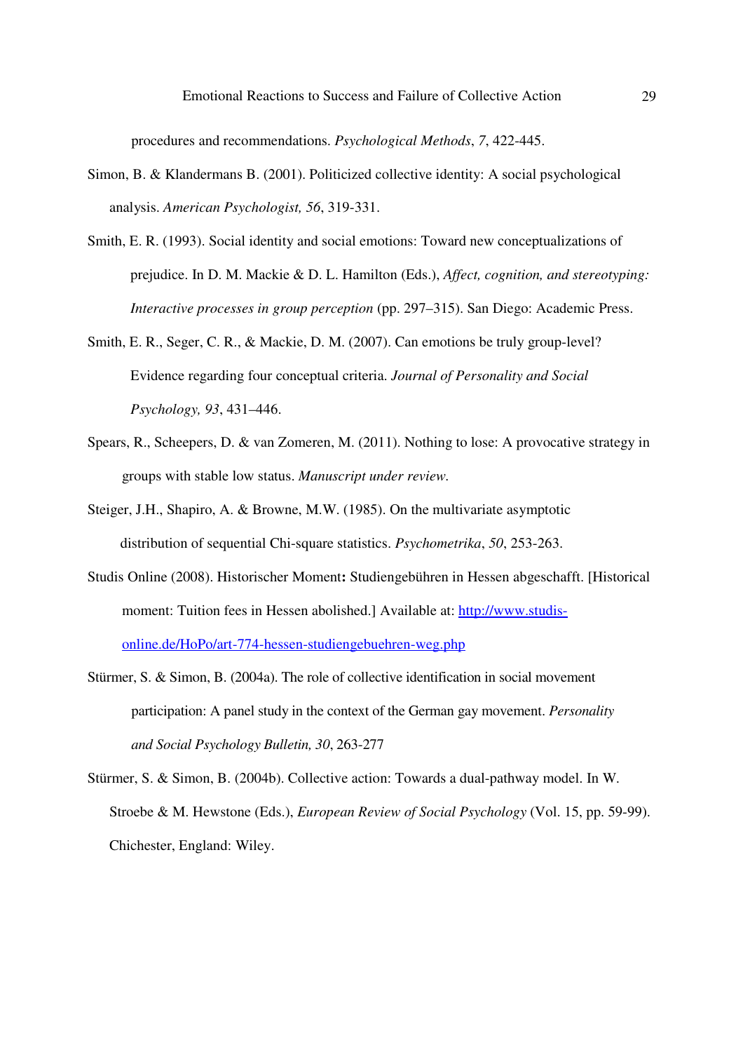procedures and recommendations. *Psychological Methods*, *7*, 422-445.

Simon, B. & Klandermans B. (2001). Politicized collective identity: A social psychological analysis. *American Psychologist, 56*, 319-331.

Smith, E. R. (1993). Social identity and social emotions: Toward new conceptualizations of prejudice. In D. M. Mackie & D. L. Hamilton (Eds.), *Affect, cognition, and stereotyping: Interactive processes in group perception* (pp. 297–315). San Diego: Academic Press.

Smith, E. R., Seger, C. R., & Mackie, D. M. (2007). Can emotions be truly group-level? Evidence regarding four conceptual criteria. *Journal of Personality and Social Psychology, 93*, 431–446.

Spears, R., Scheepers, D. & van Zomeren, M. (2011). Nothing to lose: A provocative strategy in groups with stable low status. *Manuscript under review.*

Steiger, J.H., Shapiro, A. & Browne, M.W. (1985). On the multivariate asymptotic distribution of sequential Chi-square statistics. *Psychometrika*, *50*, 253-263.

Studis Online (2008). Historischer Moment**:** Studiengebühren in Hessen abgeschafft. [Historical moment: Tuition fees in Hessen abolished.] Available at: http://www.studis-online.de/HoPo/art-774-hessen-studiengebuehren-weg.php

Stürmer, S. & Simon, B. (2004a). The role of collective identification in social movement participation: A panel study in the context of the German gay movement. *Personality and Social Psychology Bulletin, 30*, 263-277

Stürmer, S. & Simon, B. (2004b). Collective action: Towards a dual-pathway model. In W. Stroebe & M. Hewstone (Eds.), *European Review of Social Psychology* (Vol. 15, pp. 59-99). Chichester, England: Wiley.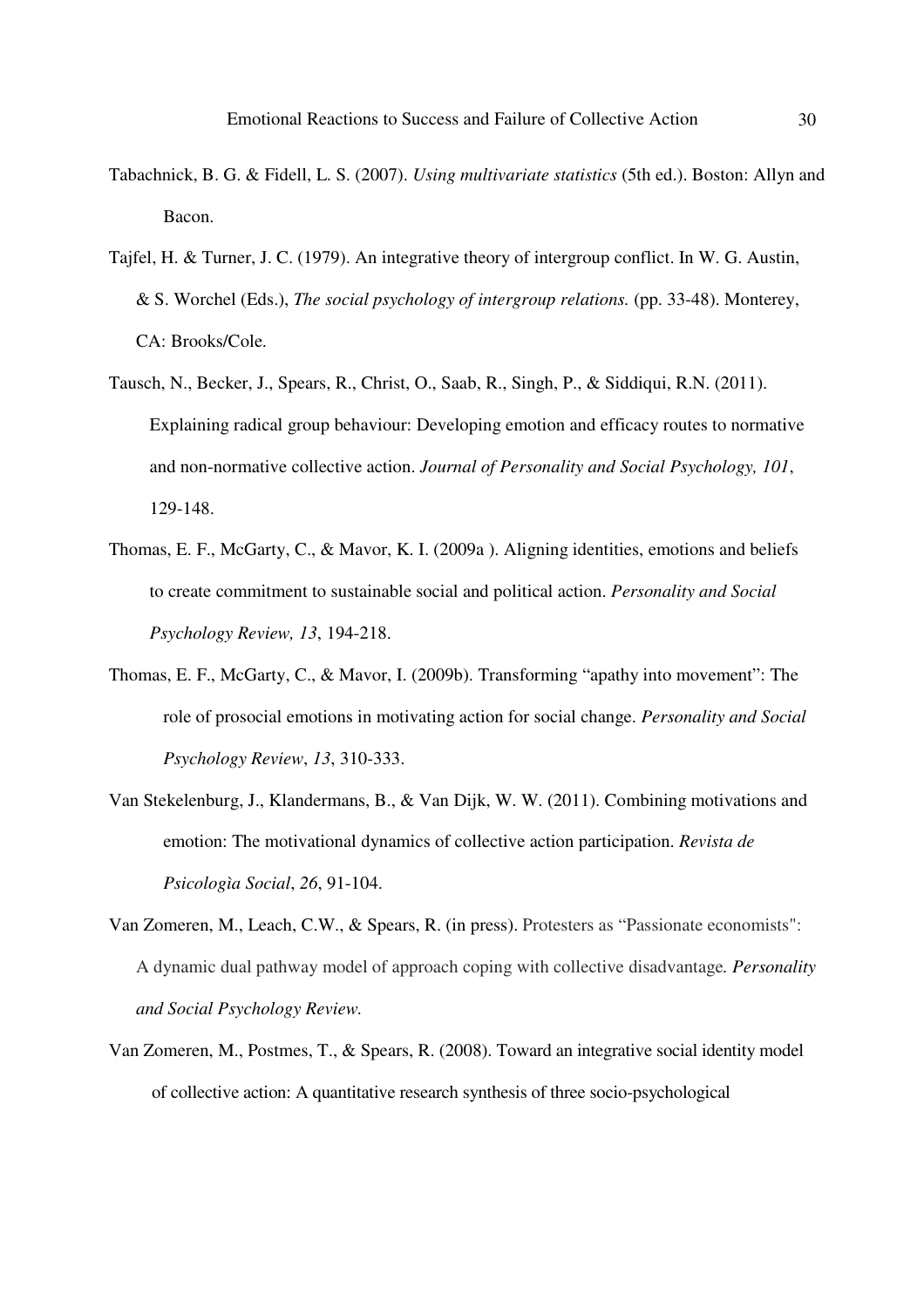Tabachnick, B. G. & Fidell, L. S. (2007). *Using multivariate statistics* (5th ed.). Boston: Allyn and Bacon.

Tajfel, H. & Turner, J. C. (1979). An integrative theory of intergroup conflict. In W. G. Austin, & S. Worchel (Eds.), *The social psychology of intergroup relations.* (pp. 33-48). Monterey, CA: Brooks/Cole.

Tausch, N., Becker, J., Spears, R., Christ, O., Saab, R., Singh, P., & Siddiqui, R.N. (2011). Explaining radical group behaviour: Developing emotion and efficacy routes to normative and non-normative collective action. *Journal of Personality and Social Psychology, 101*, 129-148.

Thomas, E. F., McGarty, C., & Mavor, K. I. (2009a ). Aligning identities, emotions and beliefs to create commitment to sustainable social and political action. *Personality and Social Psychology Review, 13*, 194-218.

Thomas, E. F., McGarty, C., & Mavor, I. (2009b). Transforming "apathy into movement": The role of prosocial emotions in motivating action for social change. *Personality and Social Psychology Review*, *13*, 310-333.

Van Stekelenburg, J., Klandermans, B., & Van Dijk, W. W. (2011). Combining motivations and emotion: The motivational dynamics of collective action participation. *Revista de Psicologìa Social*, *26*, 91-104.

Van Zomeren, M., Leach, C.W., & Spears, R. (in press). Protesters as "Passionate economists": A dynamic dual pathway model of approach coping with collective disadvantage*. Personality and Social Psychology Review.*

Van Zomeren, M., Postmes, T., & Spears, R. (2008). Toward an integrative social identity model of collective action: A quantitative research synthesis of three socio-psychological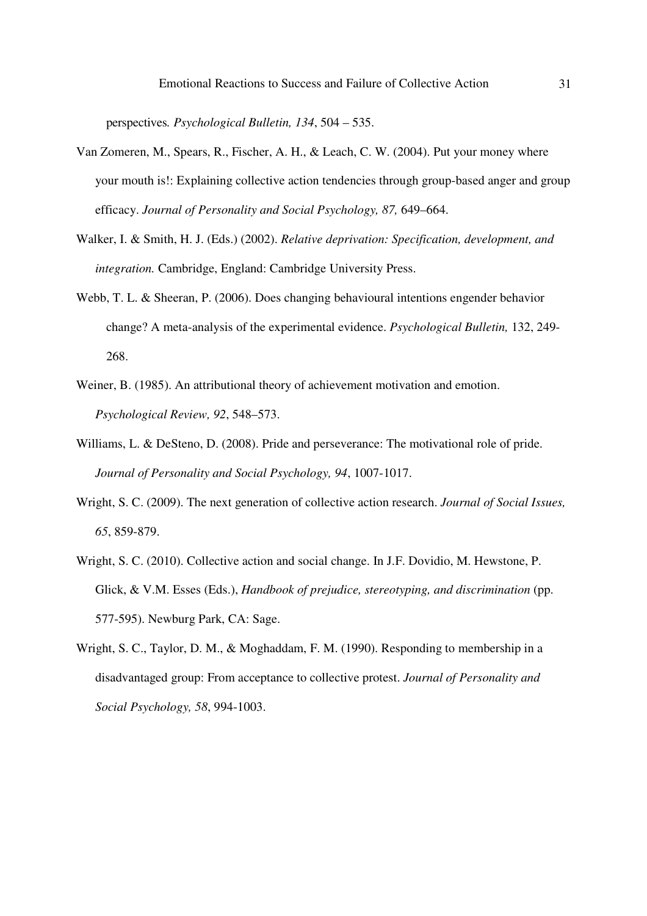perspectives*. Psychological Bulletin, 134*, 504 – 535.

Van Zomeren, M., Spears, R., Fischer, A. H., & Leach, C. W. (2004). Put your money where your mouth is!: Explaining collective action tendencies through group-based anger and group efficacy. *Journal of Personality and Social Psychology, 87,* 649–664.

Walker, I. & Smith, H. J. (Eds.) (2002). *Relative deprivation: Specification, development, and integration.* Cambridge, England: Cambridge University Press.

Webb, T. L. & Sheeran, P. (2006). Does changing behavioural intentions engender behavior change? A meta-analysis of the experimental evidence. *Psychological Bulletin,* 132, 249-268.

Weiner, B. (1985). An attributional theory of achievement motivation and emotion. *Psychological Review, 92*, 548–573.

Williams, L. & DeSteno, D. (2008). Pride and perseverance: The motivational role of pride. *Journal of Personality and Social Psychology, 94*, 1007-1017.

Wright, S. C. (2009). The next generation of collective action research. *Journal of Social Issues, 65*, 859-879.

Wright, S. C. (2010). Collective action and social change. In J.F. Dovidio, M. Hewstone, P. Glick, & V.M. Esses (Eds.), *Handbook of prejudice, stereotyping, and discrimination* (pp. 577-595). Newburg Park, CA: Sage.

Wright, S. C., Taylor, D. M., & Moghaddam, F. M. (1990). Responding to membership in a disadvantaged group: From acceptance to collective protest. *Journal of Personality and Social Psychology, 58*, 994-1003.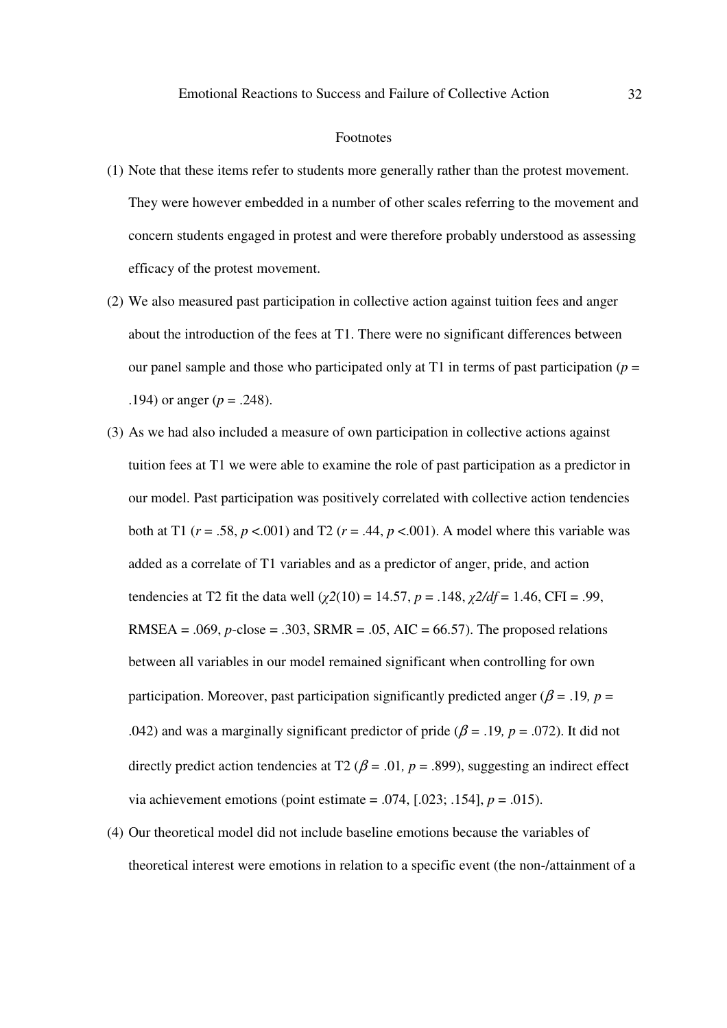## Footnotes

(1) Note that these items refer to students more generally rather than the protest movement. They were however embedded in a number of other scales referring to the movement and concern students engaged in protest and were therefore probably understood as assessing efficacy of the protest movement.

(2) We also measured past participation in collective action against tuition fees and anger about the introduction of the fees at T1. There were no significant differences between our panel sample and those who participated only at T1 in terms of past participation ($p$ = .194) or anger ($p$ = .248).

(3) As we had also included a measure of own participation in collective actions against tuition fees at T1 we were able to examine the role of past participation as a predictor in our model. Past participation was positively correlated with collective action tendencies both at T1 ($r$ = .58, $p$ <.001) and T2 ($r$ = .44, $p$ <.001). A model where this variable was added as a correlate of T1 variables and as a predictor of anger, pride, and action tendencies at T2 fit the data well ($\chi 2(10)$ = 14.57, $p$ = .148, $\chi 2/df$ = 1.46, CFI = .99, RMSEA = .069, $p$-close = .303, SRMR = .05, AIC = 66.57). The proposed relations between all variables in our model remained significant when controlling for own participation. Moreover, past participation significantly predicted anger ($\beta$ = .19, $p$ = .042) and was a marginally significant predictor of pride ($\beta$ = .19, $p$ = .072). It did not directly predict action tendencies at T2 ($\beta$ = .01, $p$ = .899), suggesting an indirect effect via achievement emotions (point estimate = .074, [.023; .154], $p$ = .015).

(4) Our theoretical model did not include baseline emotions because the variables of theoretical interest were emotions in relation to a specific event (the non-/attainment of a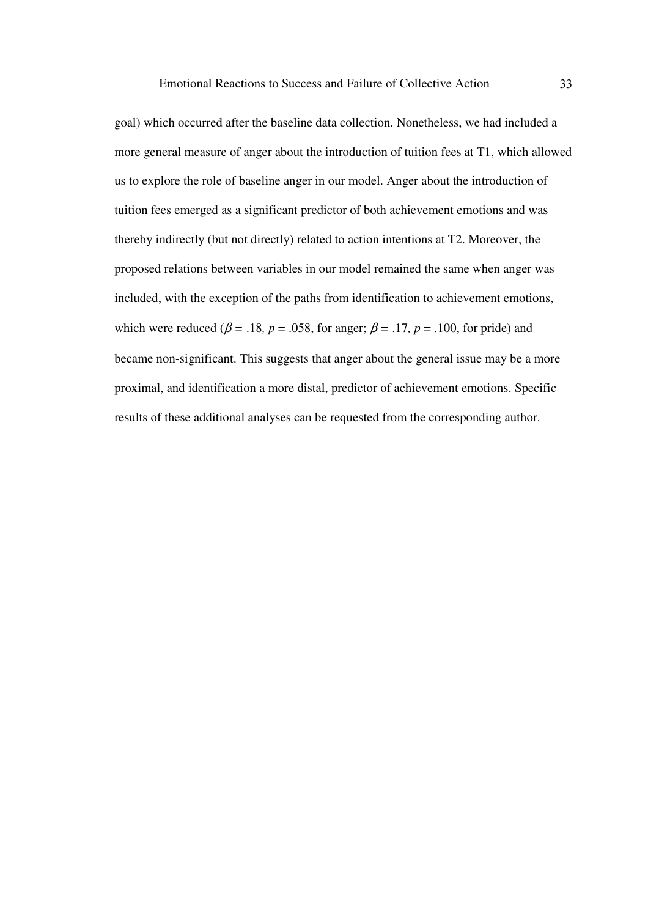goal) which occurred after the baseline data collection. Nonetheless, we had included a more general measure of anger about the introduction of tuition fees at T1, which allowed us to explore the role of baseline anger in our model. Anger about the introduction of tuition fees emerged as a significant predictor of both achievement emotions and was thereby indirectly (but not directly) related to action intentions at T2. Moreover, the proposed relations between variables in our model remained the same when anger was included, with the exception of the paths from identification to achievement emotions, which were reduced ($\beta$ = .18, $p$ = .058, for anger; $\beta$ = .17, $p$ = .100, for pride) and became non-significant. This suggests that anger about the general issue may be a more proximal, and identification a more distal, predictor of achievement emotions. Specific results of these additional analyses can be requested from the corresponding author.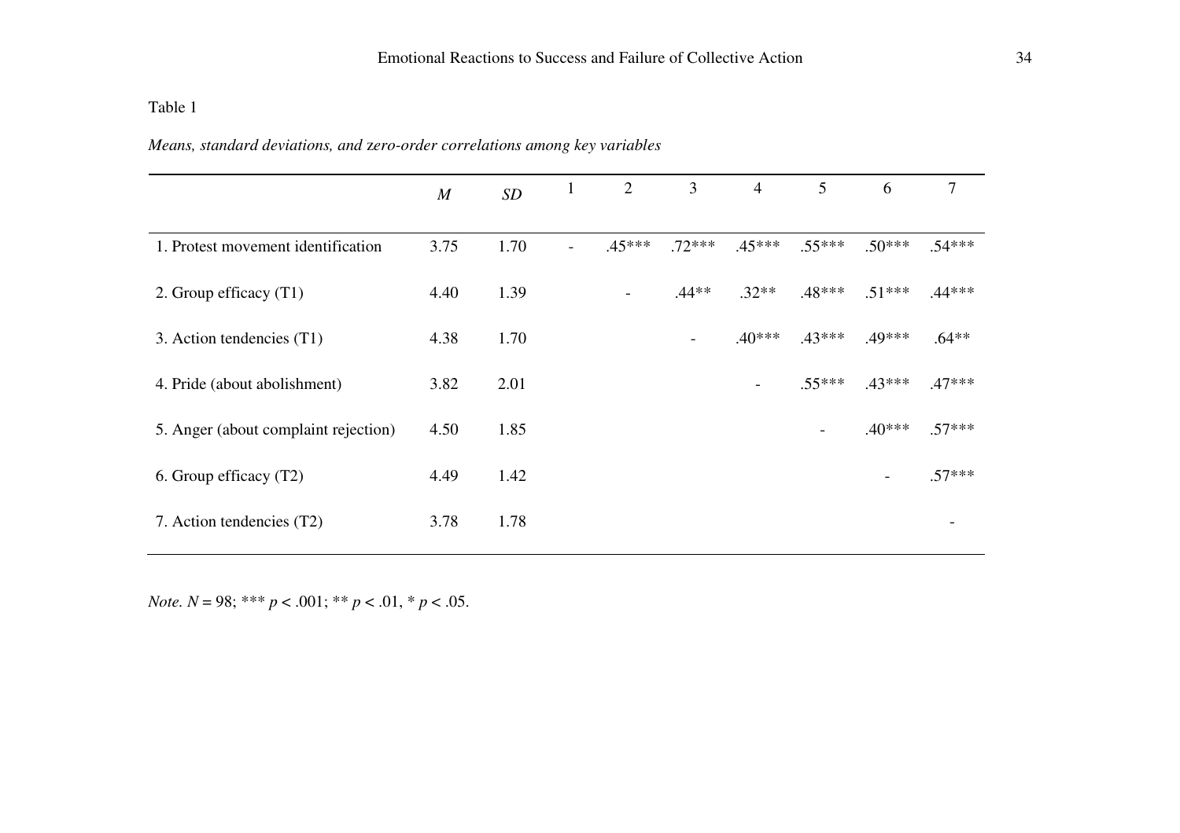Table 1

*Means, standard deviations, and zero-order correlations among key variables*

| | *M* | *SD* | 1 | 2 | 3 | 4 | 5 | 6 | 7 |
|---|---|---|---|---|---|---|---|---|---|
| 1. Protest movement identification | 3.75 | 1.70 | - | .45*** | .72*** | .45*** | .55*** | .50*** | .54*** |
| 2. Group efficacy (T1) | 4.40 | 1.39 | | - | .44** | .32** | .48*** | .51*** | .44*** |
| 3. Action tendencies (T1) | 4.38 | 1.70 | | | - | .40*** | .43*** | .49*** | .64** |
| 4. Pride (about abolishment) | 3.82 | 2.01 | | | | - | .55*** | .43*** | .47*** |
| 5. Anger (about complaint rejection) | 4.50 | 1.85 | | | | | - | .40*** | .57*** |
| 6. Group efficacy (T2) | 4.49 | 1.42 | | | | | | - | .57*** |
| 7. Action tendencies (T2) | 3.78 | 1.78 | | | | | | | - |

*Note.* $N = 98$; *** $p < .001$; ** $p < .01$, * $p < .05$.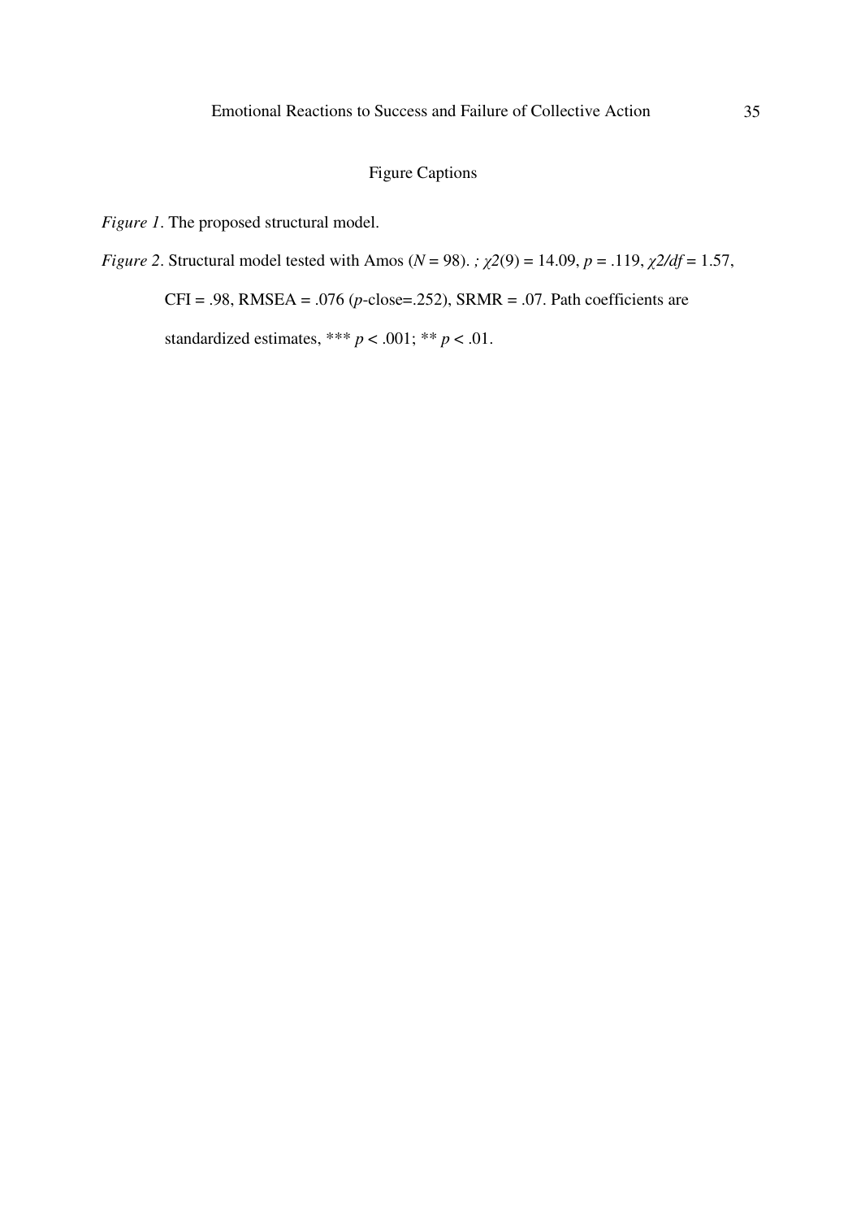Figure Captions

*Figure 1*. The proposed structural model.

*Figure 2*. Structural model tested with Amos ($N$ = 98). *;* $\chi 2(9) = 14.09$, $p = .119$, $\chi 2/df = 1.57$, CFI = .98, RMSEA = .076 ($p$-close=.252), SRMR = .07. Path coefficients are standardized estimates, *** $p < .001$; ** $p < .01$.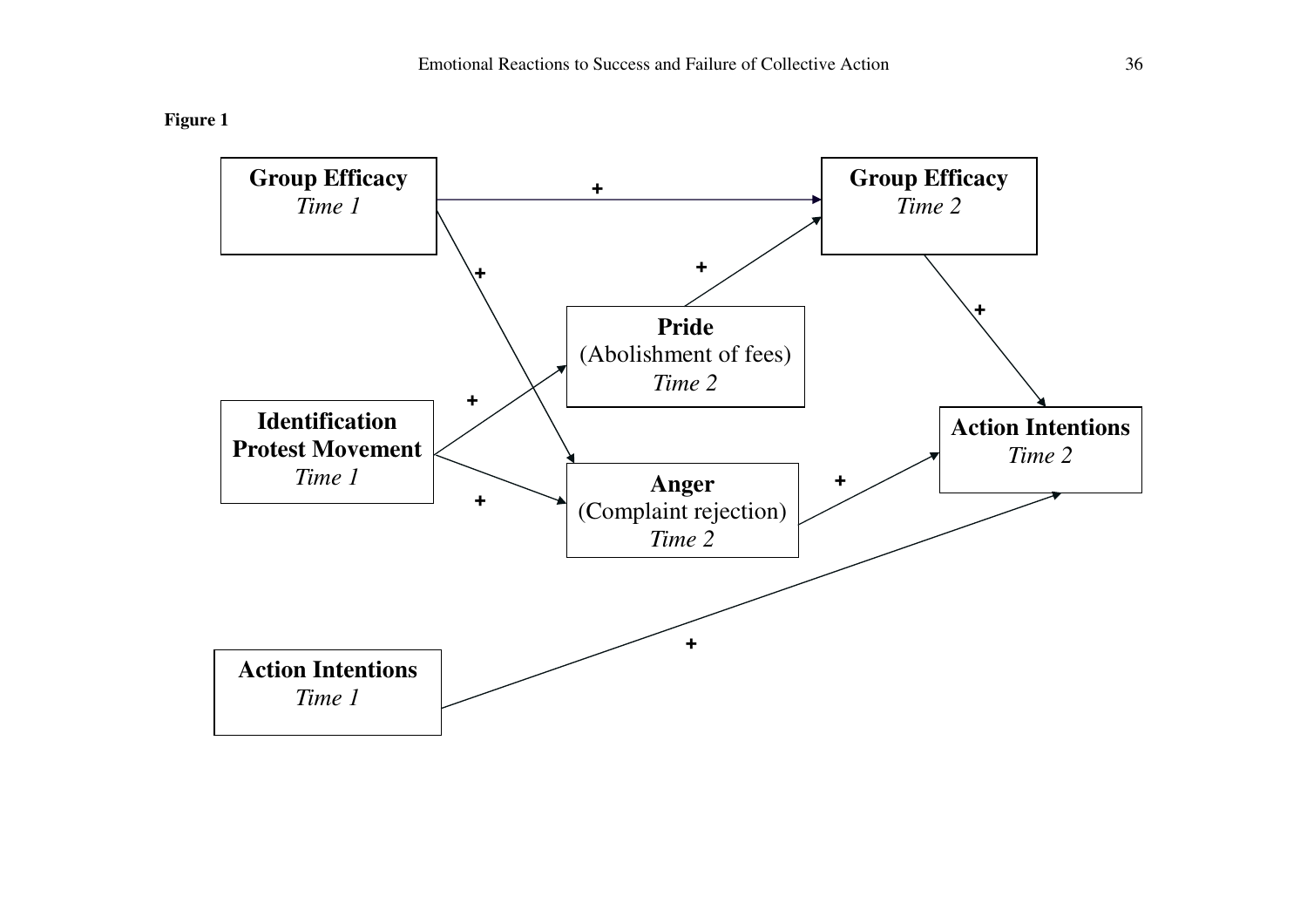**Figure 1**

**Group Efficacy**
*Time 1*

**Group Efficacy**
*Time 2*

**Pride**
(Abolishment of fees)
*Time 2*

**Identification Protest Movement**
*Time 1*

**Anger**
(Complaint rejection)
*Time 2*

**Action Intentions**
*Time 2*

**Action Intentions**
*Time 1*

- Group Efficacy Time 1 → Group Efficacy Time 2 (+)
- Group Efficacy Time 1 → Anger Time 2 (+)
- Identification Protest Movement Time 1 → Pride Time 2 (+)
- Identification Protest Movement Time 1 → Anger Time 2 (+)
- Pride Time 2 → Group Efficacy Time 2 (+)
- Group Efficacy Time 2 → Action Intentions Time 2 (+)
- Anger Time 2 → Action Intentions Time 2 (+)
- Action Intentions Time 1 → Action Intentions Time 2 (+)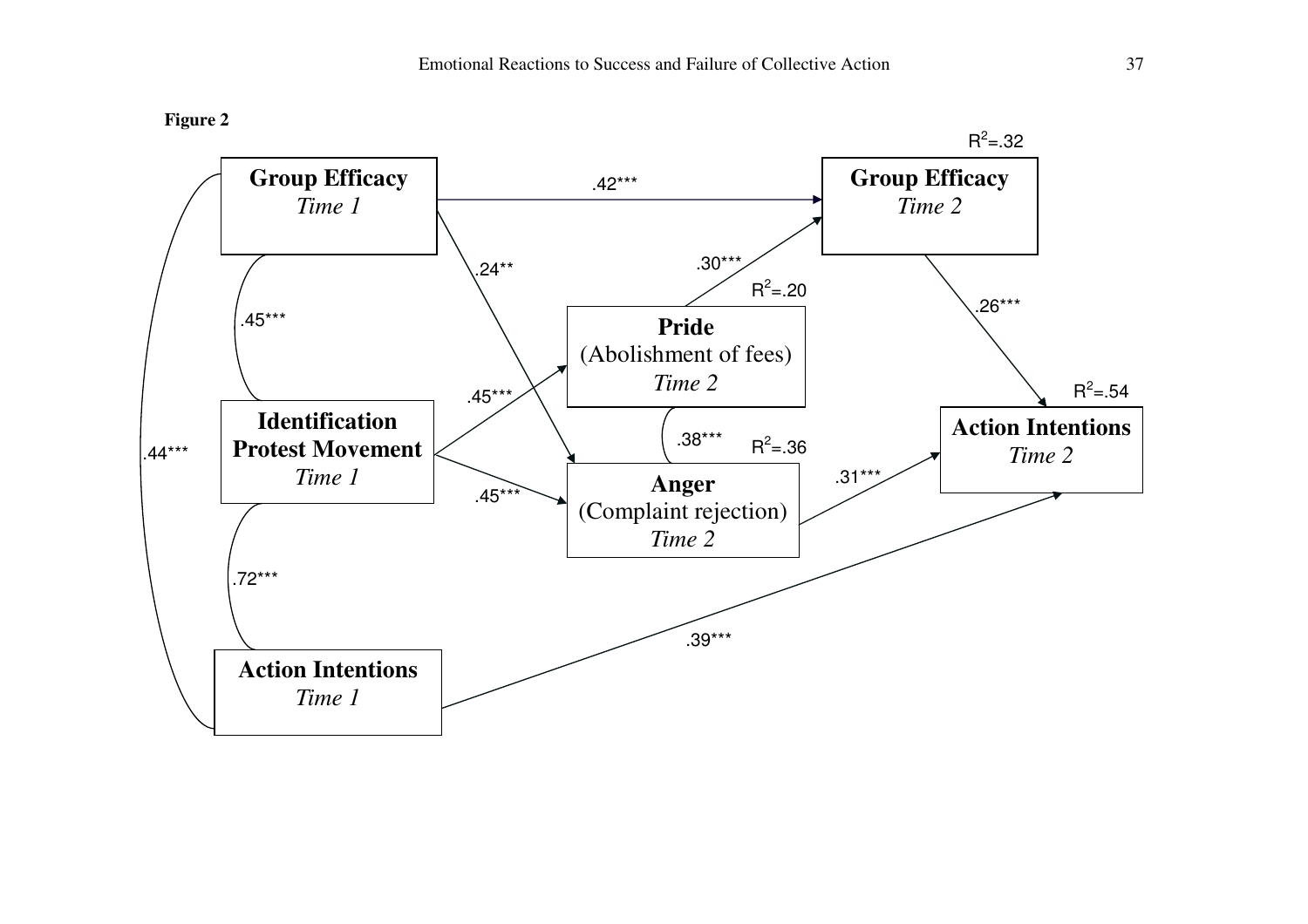**Figure 2**

**Group Efficacy**
*Time 1*

**Identification Protest Movement**
*Time 1*

**Action Intentions**
*Time 1*

**Pride**
(Abolishment of fees)
*Time 2*

**Anger**
(Complaint rejection)
*Time 2*

**Group Efficacy**
*Time 2*

**Action Intentions**
*Time 2*

.42***

.24**

.45***

.72***

.44***

.45***

.45***

.30***

$R^2$=.20

.38***

$R^2$=.36

$R^2$=.32

.26***

$R^2$=.54

.31***

.39***